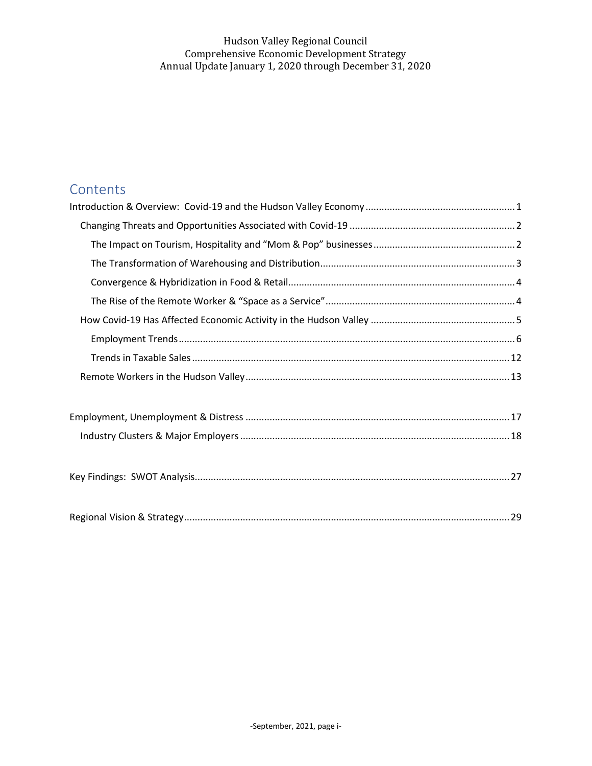Hudson Valley Regional Council
Comprehensive Economic Development Strategy
Annual Update January 1, 2020 through December 31, 2020

## Contents

- Introduction & Overview: Covid-19 and the Hudson Valley Economy ........ 1
  - Changing Threats and Opportunities Associated with Covid-19 ........ 2
    - The Impact on Tourism, Hospitality and "Mom & Pop" businesses ........ 2
    - The Transformation of Warehousing and Distribution ........ 3
    - Convergence & Hybridization in Food & Retail ........ 4
    - The Rise of the Remote Worker & "Space as a Service" ........ 4
  - How Covid-19 Has Affected Economic Activity in the Hudson Valley ........ 5
    - Employment Trends ........ 6
    - Trends in Taxable Sales ........ 12
  - Remote Workers in the Hudson Valley ........ 13
- Employment, Unemployment & Distress ........ 17
  - Industry Clusters & Major Employers ........ 18
- Key Findings: SWOT Analysis ........ 27
- Regional Vision & Strategy ........ 29

-September, 2021, page i-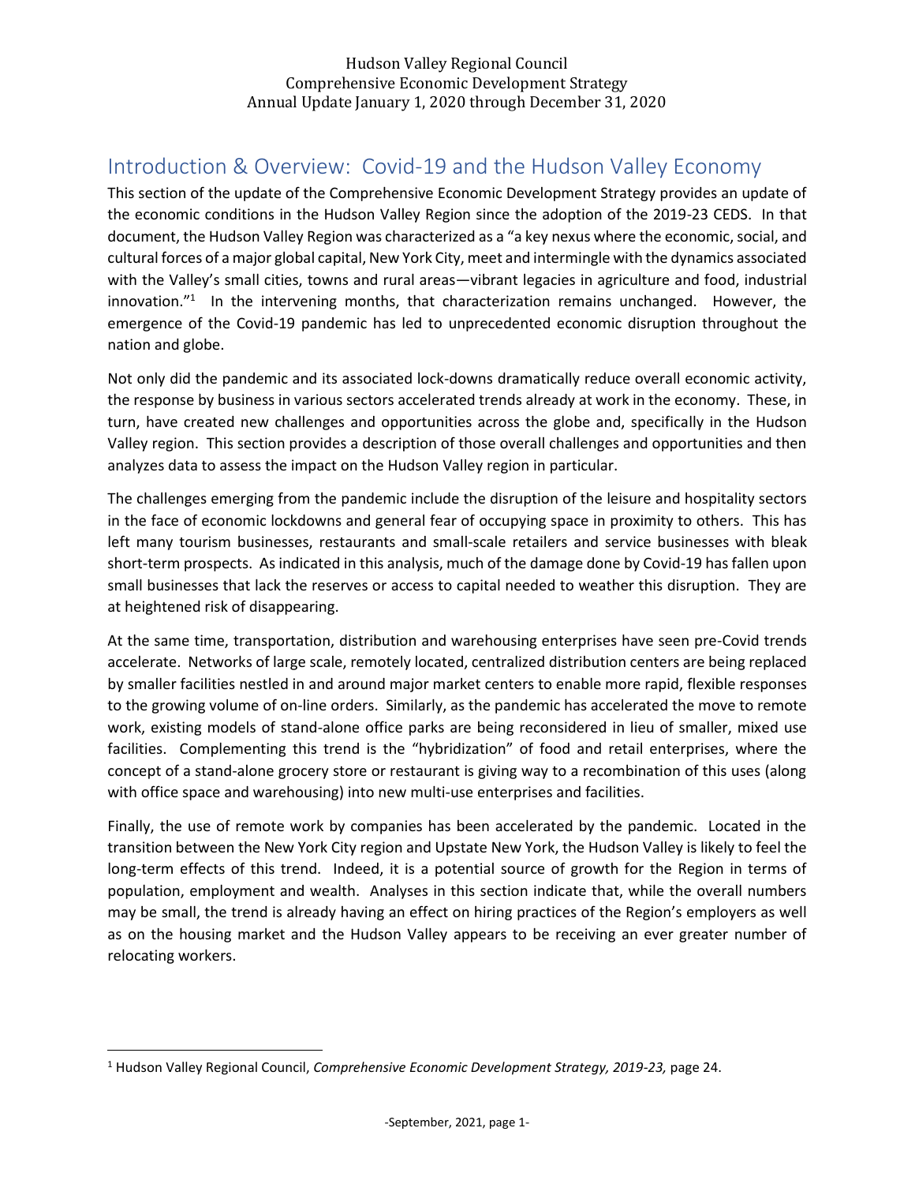Hudson Valley Regional Council
Comprehensive Economic Development Strategy
Annual Update January 1, 2020 through December 31, 2020

## Introduction & Overview: Covid-19 and the Hudson Valley Economy

This section of the update of the Comprehensive Economic Development Strategy provides an update of the economic conditions in the Hudson Valley Region since the adoption of the 2019-23 CEDS. In that document, the Hudson Valley Region was characterized as a "a key nexus where the economic, social, and cultural forces of a major global capital, New York City, meet and intermingle with the dynamics associated with the Valley's small cities, towns and rural areas—vibrant legacies in agriculture and food, industrial innovation."[1] In the intervening months, that characterization remains unchanged. However, the emergence of the Covid-19 pandemic has led to unprecedented economic disruption throughout the nation and globe.

Not only did the pandemic and its associated lock-downs dramatically reduce overall economic activity, the response by business in various sectors accelerated trends already at work in the economy. These, in turn, have created new challenges and opportunities across the globe and, specifically in the Hudson Valley region. This section provides a description of those overall challenges and opportunities and then analyzes data to assess the impact on the Hudson Valley region in particular.

The challenges emerging from the pandemic include the disruption of the leisure and hospitality sectors in the face of economic lockdowns and general fear of occupying space in proximity to others. This has left many tourism businesses, restaurants and small-scale retailers and service businesses with bleak short-term prospects. As indicated in this analysis, much of the damage done by Covid-19 has fallen upon small businesses that lack the reserves or access to capital needed to weather this disruption. They are at heightened risk of disappearing.

At the same time, transportation, distribution and warehousing enterprises have seen pre-Covid trends accelerate. Networks of large scale, remotely located, centralized distribution centers are being replaced by smaller facilities nestled in and around major market centers to enable more rapid, flexible responses to the growing volume of on-line orders. Similarly, as the pandemic has accelerated the move to remote work, existing models of stand-alone office parks are being reconsidered in lieu of smaller, mixed use facilities. Complementing this trend is the "hybridization" of food and retail enterprises, where the concept of a stand-alone grocery store or restaurant is giving way to a recombination of this uses (along with office space and warehousing) into new multi-use enterprises and facilities.

Finally, the use of remote work by companies has been accelerated by the pandemic. Located in the transition between the New York City region and Upstate New York, the Hudson Valley is likely to feel the long-term effects of this trend. Indeed, it is a potential source of growth for the Region in terms of population, employment and wealth. Analyses in this section indicate that, while the overall numbers may be small, the trend is already having an effect on hiring practices of the Region's employers as well as on the housing market and the Hudson Valley appears to be receiving an ever greater number of relocating workers.

---

[1] Hudson Valley Regional Council, *Comprehensive Economic Development Strategy, 2019-23,* page 24.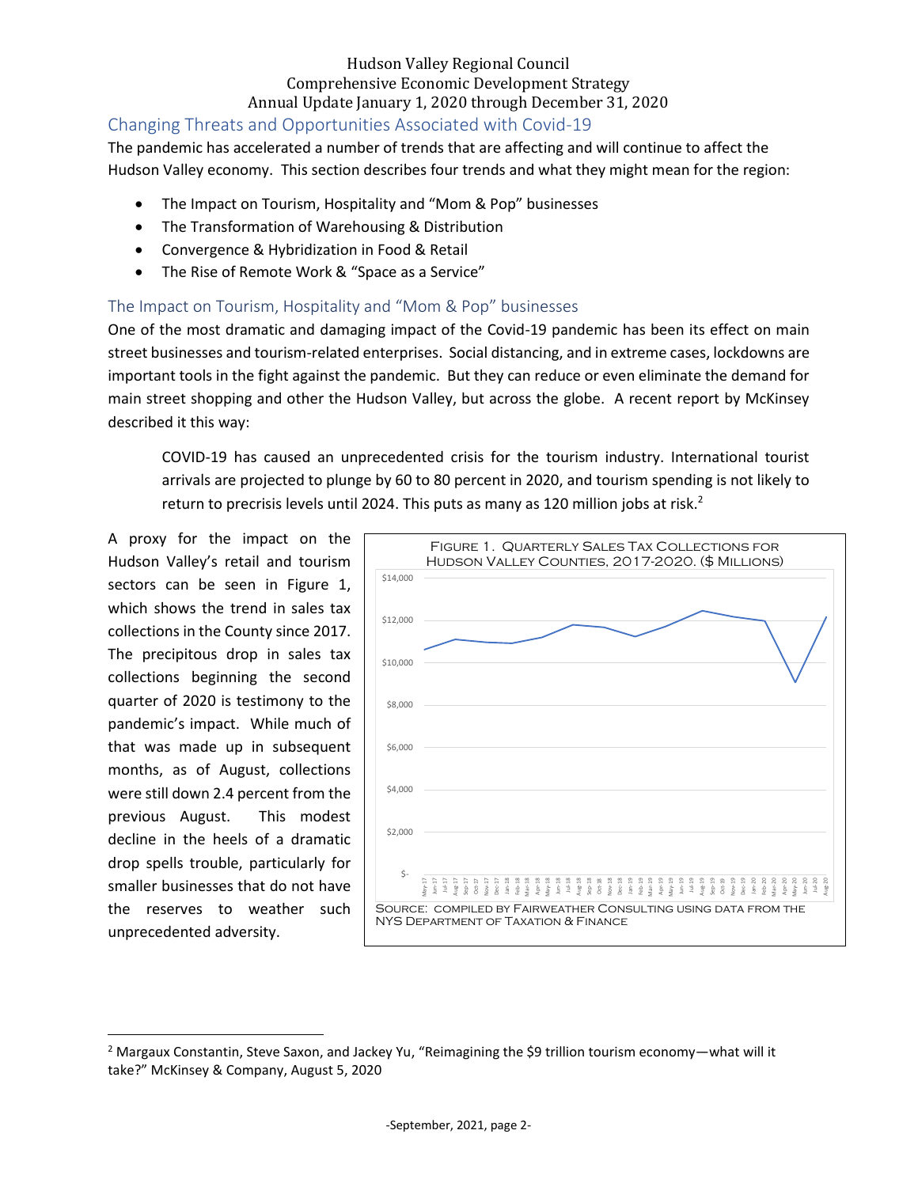## Changing Threats and Opportunities Associated with Covid-19

The pandemic has accelerated a number of trends that are affecting and will continue to affect the Hudson Valley economy. This section describes four trends and what they might mean for the region:

- The Impact on Tourism, Hospitality and “Mom & Pop” businesses
- The Transformation of Warehousing & Distribution
- Convergence & Hybridization in Food & Retail
- The Rise of Remote Work & “Space as a Service”

### The Impact on Tourism, Hospitality and “Mom & Pop” businesses

One of the most dramatic and damaging impact of the Covid-19 pandemic has been its effect on main street businesses and tourism-related enterprises. Social distancing, and in extreme cases, lockdowns are important tools in the fight against the pandemic. But they can reduce or even eliminate the demand for main street shopping and other the Hudson Valley, but across the globe. A recent report by McKinsey described it this way:

> COVID-19 has caused an unprecedented crisis for the tourism industry. International tourist arrivals are projected to plunge by 60 to 80 percent in 2020, and tourism spending is not likely to return to precrisis levels until 2024. This puts as many as 120 million jobs at risk.[2]

A proxy for the impact on the Hudson Valley’s retail and tourism sectors can be seen in Figure 1, which shows the trend in sales tax collections in the County since 2017. The precipitous drop in sales tax collections beginning the second quarter of 2020 is testimony to the pandemic’s impact. While much of that was made up in subsequent months, as of August, collections were still down 2.4 percent from the previous August. This modest decline in the heels of a dramatic drop spells trouble, particularly for smaller businesses that do not have the reserves to weather such unprecedented adversity.

FIGURE 1. QUARTERLY SALES TAX COLLECTIONS FOR HUDSON VALLEY COUNTIES, 2017-2020. ($ MILLIONS)

SOURCE: COMPILED BY FAIRWEATHER CONSULTING USING DATA FROM THE NYS DEPARTMENT OF TAXATION & FINANCE

[2] Margaux Constantin, Steve Saxon, and Jackey Yu, “Reimagining the $9 trillion tourism economy—what will it take?” McKinsey & Company, August 5, 2020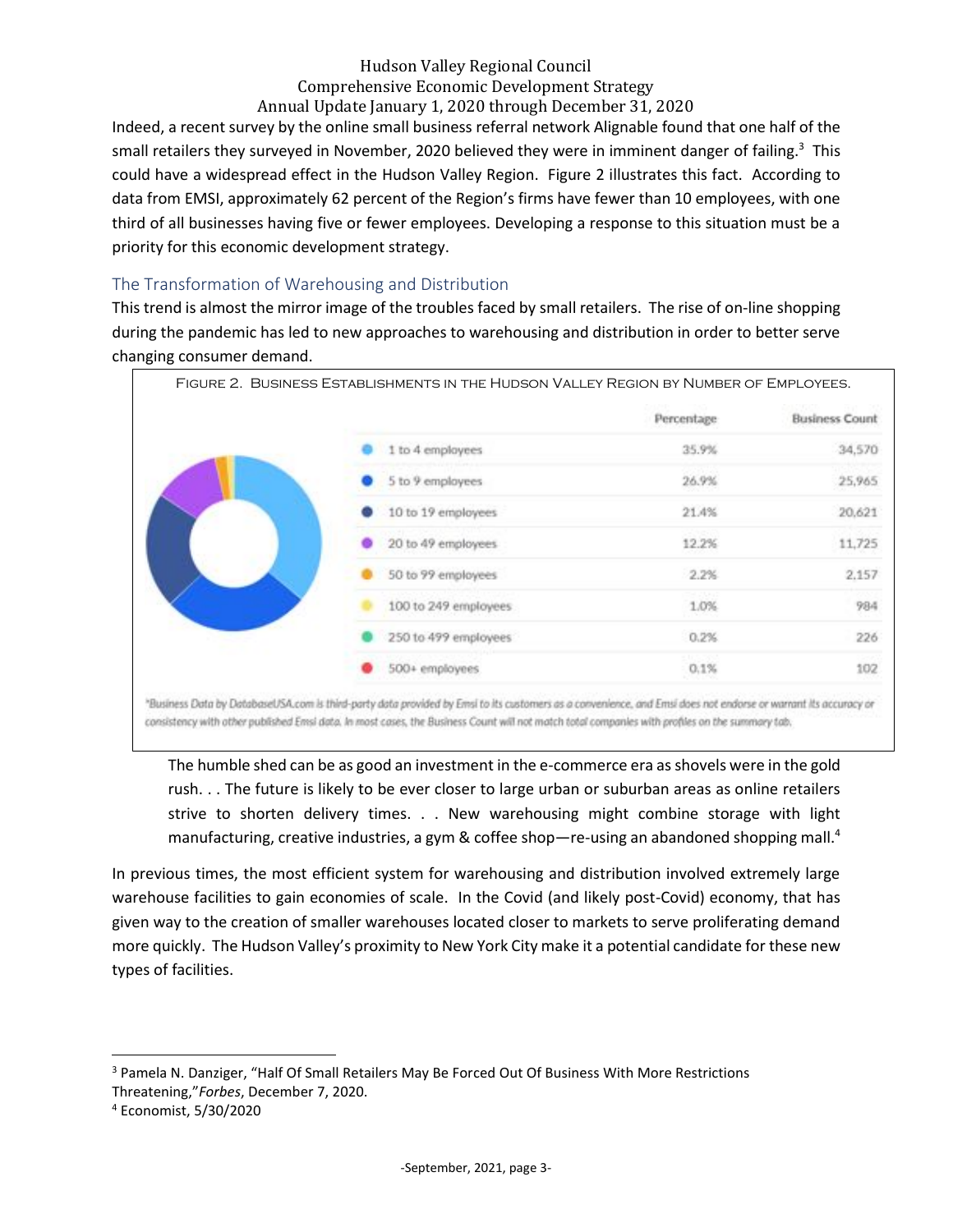Indeed, a recent survey by the online small business referral network Alignable found that one half of the small retailers they surveyed in November, 2020 believed they were in imminent danger of failing.[3] This could have a widespread effect in the Hudson Valley Region. Figure 2 illustrates this fact. According to data from EMSI, approximately 62 percent of the Region's firms have fewer than 10 employees, with one third of all businesses having five or fewer employees. Developing a response to this situation must be a priority for this economic development strategy.

## The Transformation of Warehousing and Distribution

This trend is almost the mirror image of the troubles faced by small retailers. The rise of on-line shopping during the pandemic has led to new approaches to warehousing and distribution in order to better serve changing consumer demand.

Figure 2. Business Establishments in the Hudson Valley Region by Number of Employees.

| | Percentage | Business Count |
|---|---|---|
| 1 to 4 employees | 35.9% | 34,570 |
| 5 to 9 employees | 26.9% | 25,965 |
| 10 to 19 employees | 21.4% | 20,621 |
| 20 to 49 employees | 12.2% | 11,725 |
| 50 to 99 employees | 2.2% | 2,157 |
| 100 to 249 employees | 1.0% | 984 |
| 250 to 499 employees | 0.2% | 226 |
| 500+ employees | 0.1% | 102 |

*Business Data by DatabaseUSA.com is third-party data provided by Emsi to its customers as a convenience, and Emsi does not endorse or warrant its accuracy or consistency with other published Emsi data. In most cases, the Business Count will not match total companies with profiles on the summary tab.

> The humble shed can be as good an investment in the e-commerce era as shovels were in the gold rush. . . The future is likely to be ever closer to large urban or suburban areas as online retailers strive to shorten delivery times. . . New warehousing might combine storage with light manufacturing, creative industries, a gym & coffee shop—re-using an abandoned shopping mall.[4]

In previous times, the most efficient system for warehousing and distribution involved extremely large warehouse facilities to gain economies of scale. In the Covid (and likely post-Covid) economy, that has given way to the creation of smaller warehouses located closer to markets to serve proliferating demand more quickly. The Hudson Valley's proximity to New York City make it a potential candidate for these new types of facilities.

---

[3] Pamela N. Danziger, "Half Of Small Retailers May Be Forced Out Of Business With More Restrictions Threatening," *Forbes*, December 7, 2020.

[4] Economist, 5/30/2020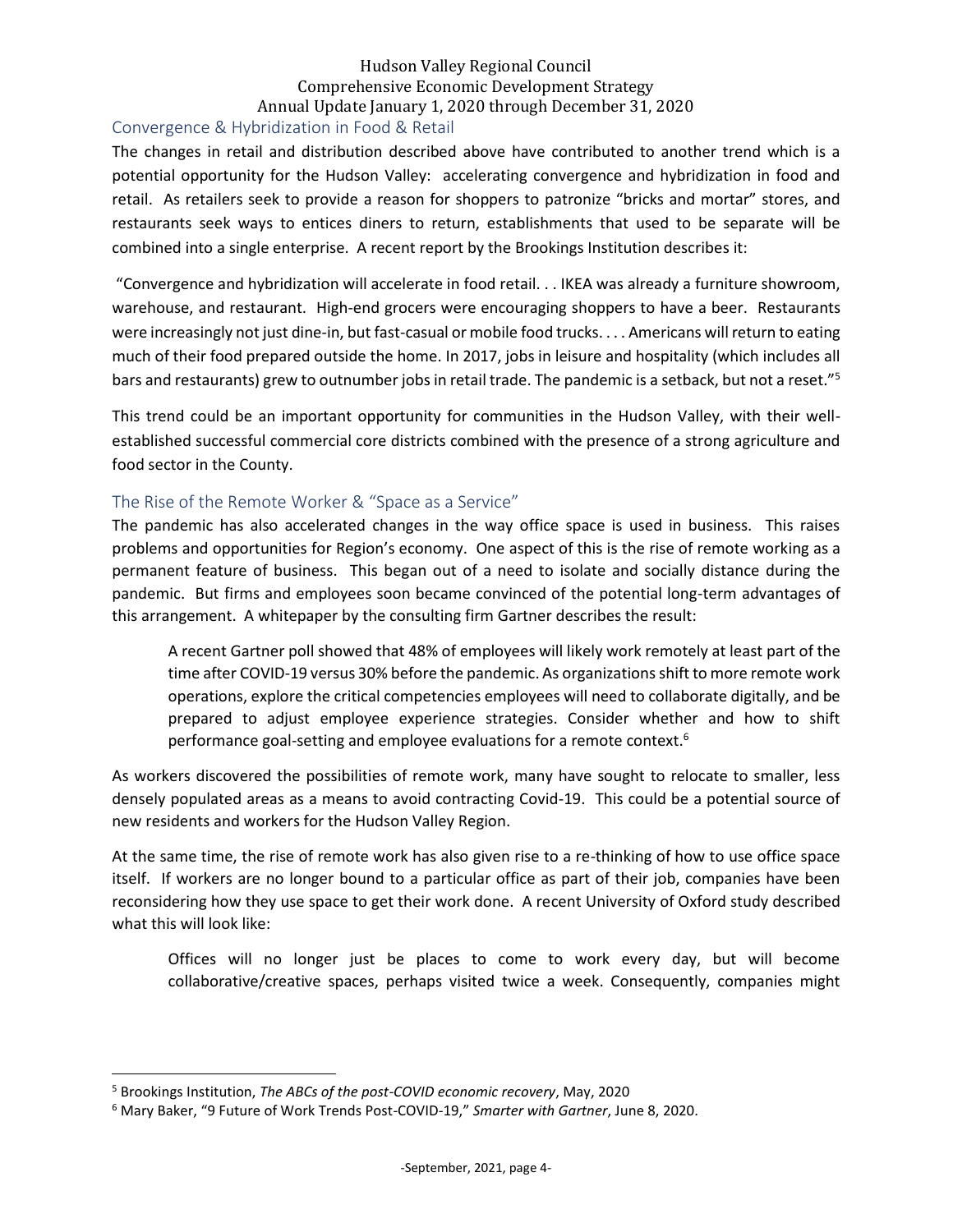## Convergence & Hybridization in Food & Retail

The changes in retail and distribution described above have contributed to another trend which is a potential opportunity for the Hudson Valley: accelerating convergence and hybridization in food and retail. As retailers seek to provide a reason for shoppers to patronize "bricks and mortar" stores, and restaurants seek ways to entices diners to return, establishments that used to be separate will be combined into a single enterprise. A recent report by the Brookings Institution describes it:

"Convergence and hybridization will accelerate in food retail. . . IKEA was already a furniture showroom, warehouse, and restaurant. High-end grocers were encouraging shoppers to have a beer. Restaurants were increasingly not just dine-in, but fast-casual or mobile food trucks. . . . Americans will return to eating much of their food prepared outside the home. In 2017, jobs in leisure and hospitality (which includes all bars and restaurants) grew to outnumber jobs in retail trade. The pandemic is a setback, but not a reset."[5]

This trend could be an important opportunity for communities in the Hudson Valley, with their well-established successful commercial core districts combined with the presence of a strong agriculture and food sector in the County.

## The Rise of the Remote Worker & "Space as a Service"

The pandemic has also accelerated changes in the way office space is used in business. This raises problems and opportunities for Region's economy. One aspect of this is the rise of remote working as a permanent feature of business. This began out of a need to isolate and socially distance during the pandemic. But firms and employees soon became convinced of the potential long-term advantages of this arrangement. A whitepaper by the consulting firm Gartner describes the result:

> A recent Gartner poll showed that 48% of employees will likely work remotely at least part of the time after COVID-19 versus 30% before the pandemic. As organizations shift to more remote work operations, explore the critical competencies employees will need to collaborate digitally, and be prepared to adjust employee experience strategies. Consider whether and how to shift performance goal-setting and employee evaluations for a remote context.[6]

As workers discovered the possibilities of remote work, many have sought to relocate to smaller, less densely populated areas as a means to avoid contracting Covid-19. This could be a potential source of new residents and workers for the Hudson Valley Region.

At the same time, the rise of remote work has also given rise to a re-thinking of how to use office space itself. If workers are no longer bound to a particular office as part of their job, companies have been reconsidering how they use space to get their work done. A recent University of Oxford study described what this will look like:

> Offices will no longer just be places to come to work every day, but will become collaborative/creative spaces, perhaps visited twice a week. Consequently, companies might

---

[5] Brookings Institution, *The ABCs of the post-COVID economic recovery*, May, 2020

[6] Mary Baker, "9 Future of Work Trends Post-COVID-19," *Smarter with Gartner*, June 8, 2020.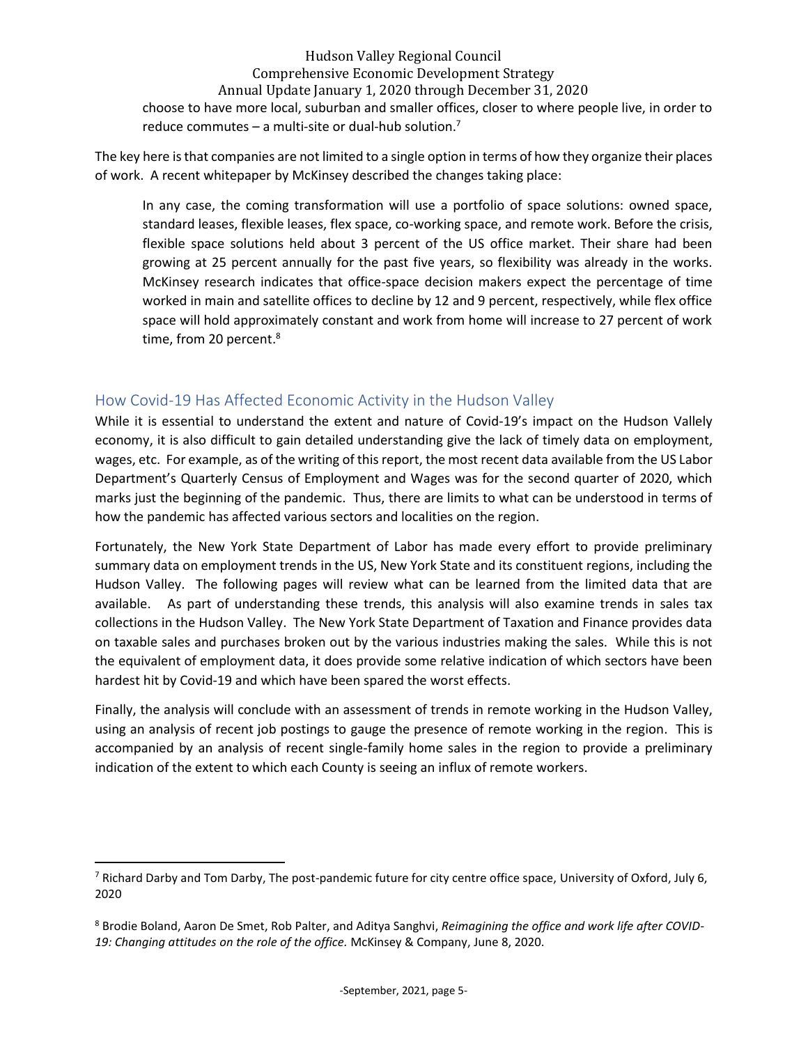choose to have more local, suburban and smaller offices, closer to where people live, in order to reduce commutes – a multi-site or dual-hub solution.[7]

The key here is that companies are not limited to a single option in terms of how they organize their places of work. A recent whitepaper by McKinsey described the changes taking place:

> In any case, the coming transformation will use a portfolio of space solutions: owned space, standard leases, flexible leases, flex space, co-working space, and remote work. Before the crisis, flexible space solutions held about 3 percent of the US office market. Their share had been growing at 25 percent annually for the past five years, so flexibility was already in the works. McKinsey research indicates that office-space decision makers expect the percentage of time worked in main and satellite offices to decline by 12 and 9 percent, respectively, while flex office space will hold approximately constant and work from home will increase to 27 percent of work time, from 20 percent.[8]

## How Covid-19 Has Affected Economic Activity in the Hudson Valley

While it is essential to understand the extent and nature of Covid-19's impact on the Hudson Vallely economy, it is also difficult to gain detailed understanding give the lack of timely data on employment, wages, etc. For example, as of the writing of this report, the most recent data available from the US Labor Department's Quarterly Census of Employment and Wages was for the second quarter of 2020, which marks just the beginning of the pandemic. Thus, there are limits to what can be understood in terms of how the pandemic has affected various sectors and localities on the region.

Fortunately, the New York State Department of Labor has made every effort to provide preliminary summary data on employment trends in the US, New York State and its constituent regions, including the Hudson Valley. The following pages will review what can be learned from the limited data that are available. As part of understanding these trends, this analysis will also examine trends in sales tax collections in the Hudson Valley. The New York State Department of Taxation and Finance provides data on taxable sales and purchases broken out by the various industries making the sales. While this is not the equivalent of employment data, it does provide some relative indication of which sectors have been hardest hit by Covid-19 and which have been spared the worst effects.

Finally, the analysis will conclude with an assessment of trends in remote working in the Hudson Valley, using an analysis of recent job postings to gauge the presence of remote working in the region. This is accompanied by an analysis of recent single-family home sales in the region to provide a preliminary indication of the extent to which each County is seeing an influx of remote workers.

---

[7] Richard Darby and Tom Darby, The post-pandemic future for city centre office space, University of Oxford, July 6, 2020

[8] Brodie Boland, Aaron De Smet, Rob Palter, and Aditya Sanghvi, *Reimagining the office and work life after COVID-19: Changing attitudes on the role of the office.* McKinsey & Company, June 8, 2020.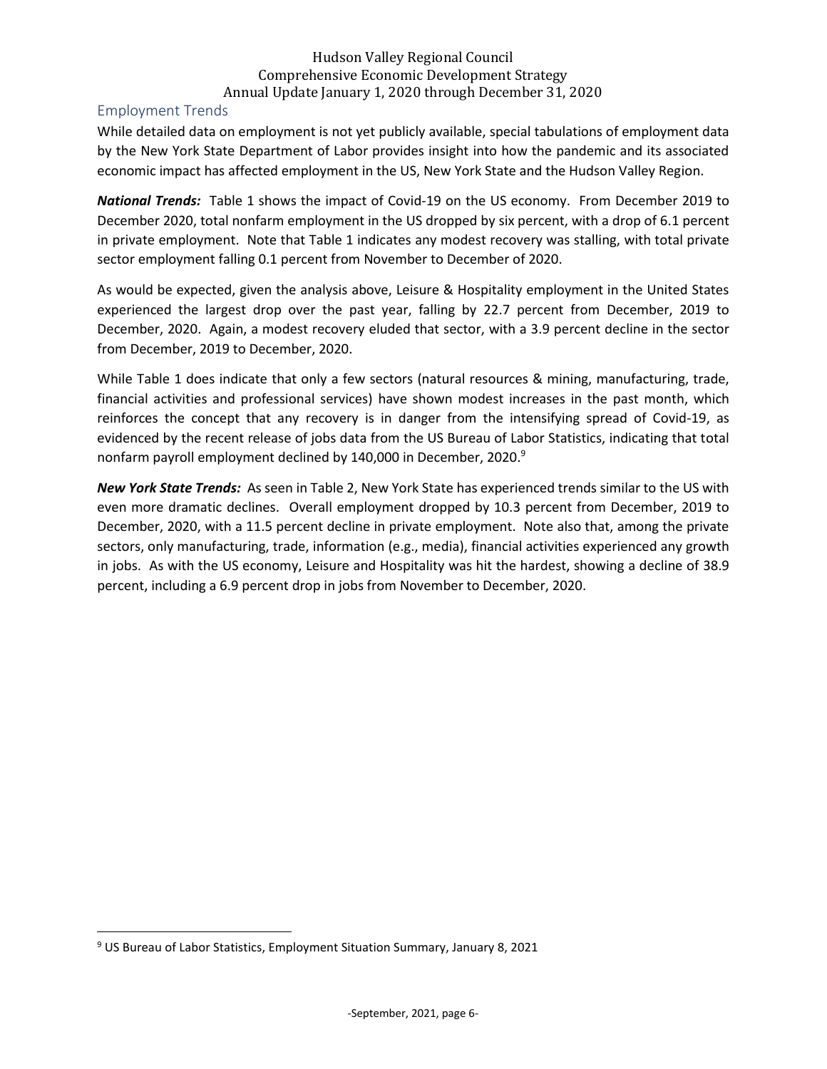## Employment Trends

While detailed data on employment is not yet publicly available, special tabulations of employment data by the New York State Department of Labor provides insight into how the pandemic and its associated economic impact has affected employment in the US, New York State and the Hudson Valley Region.

***National Trends:*** Table 1 shows the impact of Covid-19 on the US economy. From December 2019 to December 2020, total nonfarm employment in the US dropped by six percent, with a drop of 6.1 percent in private employment. Note that Table 1 indicates any modest recovery was stalling, with total private sector employment falling 0.1 percent from November to December of 2020.

As would be expected, given the analysis above, Leisure & Hospitality employment in the United States experienced the largest drop over the past year, falling by 22.7 percent from December, 2019 to December, 2020. Again, a modest recovery eluded that sector, with a 3.9 percent decline in the sector from December, 2019 to December, 2020.

While Table 1 does indicate that only a few sectors (natural resources & mining, manufacturing, trade, financial activities and professional services) have shown modest increases in the past month, which reinforces the concept that any recovery is in danger from the intensifying spread of Covid-19, as evidenced by the recent release of jobs data from the US Bureau of Labor Statistics, indicating that total nonfarm payroll employment declined by 140,000 in December, 2020.[9]

***New York State Trends:*** As seen in Table 2, New York State has experienced trends similar to the US with even more dramatic declines. Overall employment dropped by 10.3 percent from December, 2019 to December, 2020, with a 11.5 percent decline in private employment. Note also that, among the private sectors, only manufacturing, trade, information (e.g., media), financial activities experienced any growth in jobs. As with the US economy, Leisure and Hospitality was hit the hardest, showing a decline of 38.9 percent, including a 6.9 percent drop in jobs from November to December, 2020.

[9] US Bureau of Labor Statistics, Employment Situation Summary, January 8, 2021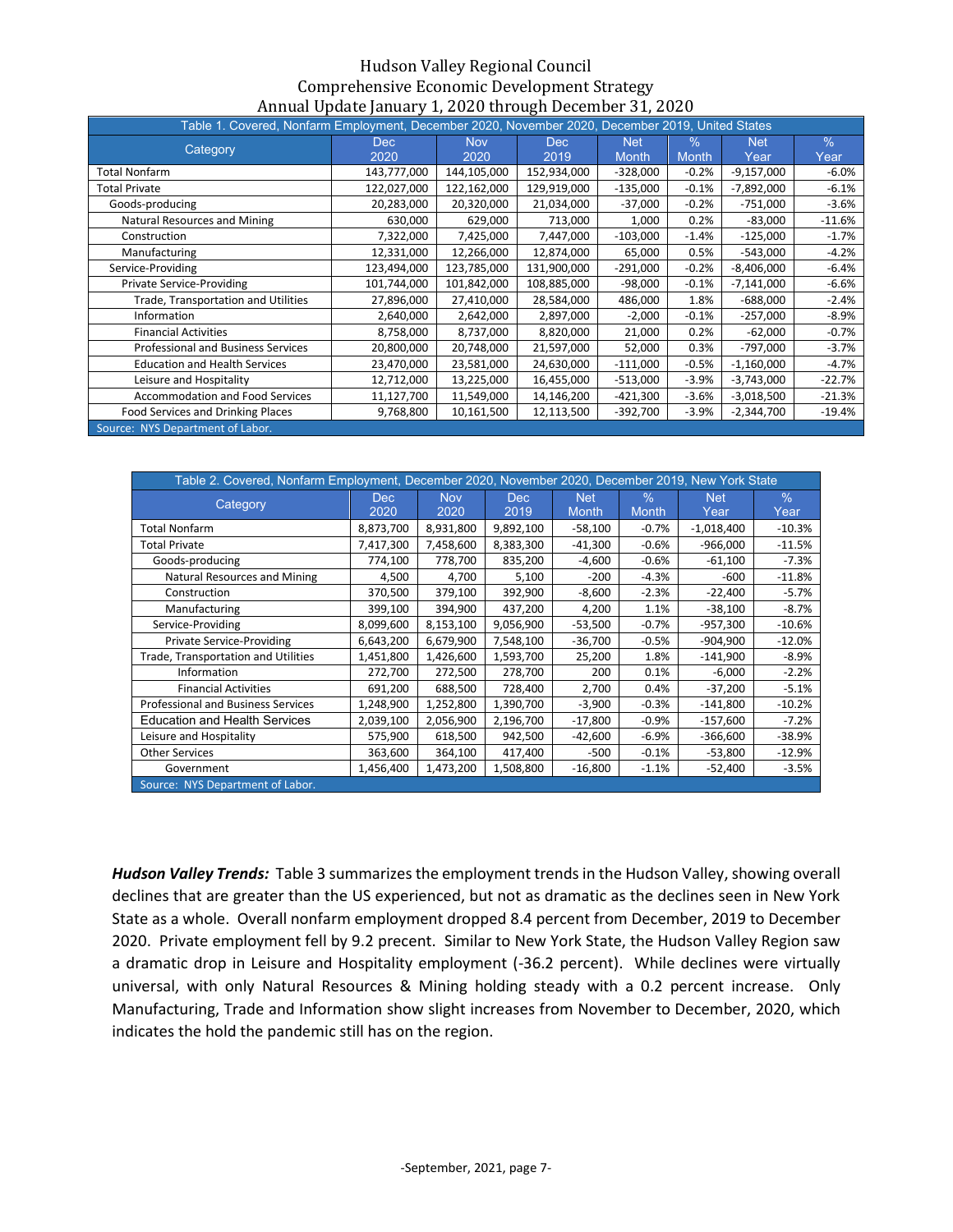Hudson Valley Regional Council
Comprehensive Economic Development Strategy
Annual Update January 1, 2020 through December 31, 2020

| Table 1. Covered, Nonfarm Employment, December 2020, November 2020, December 2019, United States | | | | | | | |
|---|---|---|---|---|---|---|---|
| Category | Dec 2020 | Nov 2020 | Dec 2019 | Net Month | % Month | Net Year | % Year |
| Total Nonfarm | 143,777,000 | 144,105,000 | 152,934,000 | -328,000 | -0.2% | -9,157,000 | -6.0% |
| Total Private | 122,027,000 | 122,162,000 | 129,919,000 | -135,000 | -0.1% | -7,892,000 | -6.1% |
| Goods-producing | 20,283,000 | 20,320,000 | 21,034,000 | -37,000 | -0.2% | -751,000 | -3.6% |
| Natural Resources and Mining | 630,000 | 629,000 | 713,000 | 1,000 | 0.2% | -83,000 | -11.6% |
| Construction | 7,322,000 | 7,425,000 | 7,447,000 | -103,000 | -1.4% | -125,000 | -1.7% |
| Manufacturing | 12,331,000 | 12,266,000 | 12,874,000 | 65,000 | 0.5% | -543,000 | -4.2% |
| Service-Providing | 123,494,000 | 123,785,000 | 131,900,000 | -291,000 | -0.2% | -8,406,000 | -6.4% |
| Private Service-Providing | 101,744,000 | 101,842,000 | 108,885,000 | -98,000 | -0.1% | -7,141,000 | -6.6% |
| Trade, Transportation and Utilities | 27,896,000 | 27,410,000 | 28,584,000 | 486,000 | 1.8% | -688,000 | -2.4% |
| Information | 2,640,000 | 2,642,000 | 2,897,000 | -2,000 | -0.1% | -257,000 | -8.9% |
| Financial Activities | 8,758,000 | 8,737,000 | 8,820,000 | 21,000 | 0.2% | -62,000 | -0.7% |
| Professional and Business Services | 20,800,000 | 20,748,000 | 21,597,000 | 52,000 | 0.3% | -797,000 | -3.7% |
| Education and Health Services | 23,470,000 | 23,581,000 | 24,630,000 | -111,000 | -0.5% | -1,160,000 | -4.7% |
| Leisure and Hospitality | 12,712,000 | 13,225,000 | 16,455,000 | -513,000 | -3.9% | -3,743,000 | -22.7% |
| Accommodation and Food Services | 11,127,700 | 11,549,000 | 14,146,200 | -421,300 | -3.6% | -3,018,500 | -21.3% |
| Food Services and Drinking Places | 9,768,800 | 10,161,500 | 12,113,500 | -392,700 | -3.9% | -2,344,700 | -19.4% |

Source: NYS Department of Labor.

| Table 2. Covered, Nonfarm Employment, December 2020, November 2020, December 2019, New York State | | | | | | | |
|---|---|---|---|---|---|---|---|
| Category | Dec 2020 | Nov 2020 | Dec 2019 | Net Month | % Month | Net Year | % Year |
| Total Nonfarm | 8,873,700 | 8,931,800 | 9,892,100 | -58,100 | -0.7% | -1,018,400 | -10.3% |
| Total Private | 7,417,300 | 7,458,600 | 8,383,300 | -41,300 | -0.6% | -966,000 | -11.5% |
| Goods-producing | 774,100 | 778,700 | 835,200 | -4,600 | -0.6% | -61,100 | -7.3% |
| Natural Resources and Mining | 4,500 | 4,700 | 5,100 | -200 | -4.3% | -600 | -11.8% |
| Construction | 370,500 | 379,100 | 392,900 | -8,600 | -2.3% | -22,400 | -5.7% |
| Manufacturing | 399,100 | 394,900 | 437,200 | 4,200 | 1.1% | -38,100 | -8.7% |
| Service-Providing | 8,099,600 | 8,153,100 | 9,056,900 | -53,500 | -0.7% | -957,300 | -10.6% |
| Private Service-Providing | 6,643,200 | 6,679,900 | 7,548,100 | -36,700 | -0.5% | -904,900 | -12.0% |
| Trade, Transportation and Utilities | 1,451,800 | 1,426,600 | 1,593,700 | 25,200 | 1.8% | -141,900 | -8.9% |
| Information | 272,700 | 272,500 | 278,700 | 200 | 0.1% | -6,000 | -2.2% |
| Financial Activities | 691,200 | 688,500 | 728,400 | 2,700 | 0.4% | -37,200 | -5.1% |
| Professional and Business Services | 1,248,900 | 1,252,800 | 1,390,700 | -3,900 | -0.3% | -141,800 | -10.2% |
| Education and Health Services | 2,039,100 | 2,056,900 | 2,196,700 | -17,800 | -0.9% | -157,600 | -7.2% |
| Leisure and Hospitality | 575,900 | 618,500 | 942,500 | -42,600 | -6.9% | -366,600 | -38.9% |
| Other Services | 363,600 | 364,100 | 417,400 | -500 | -0.1% | -53,800 | -12.9% |
| Government | 1,456,400 | 1,473,200 | 1,508,800 | -16,800 | -1.1% | -52,400 | -3.5% |

Source: NYS Department of Labor.

***Hudson Valley Trends:*** Table 3 summarizes the employment trends in the Hudson Valley, showing overall declines that are greater than the US experienced, but not as dramatic as the declines seen in New York State as a whole. Overall nonfarm employment dropped 8.4 percent from December, 2019 to December 2020. Private employment fell by 9.2 precent. Similar to New York State, the Hudson Valley Region saw a dramatic drop in Leisure and Hospitality employment (-36.2 percent). While declines were virtually universal, with only Natural Resources & Mining holding steady with a 0.2 percent increase. Only Manufacturing, Trade and Information show slight increases from November to December, 2020, which indicates the hold the pandemic still has on the region.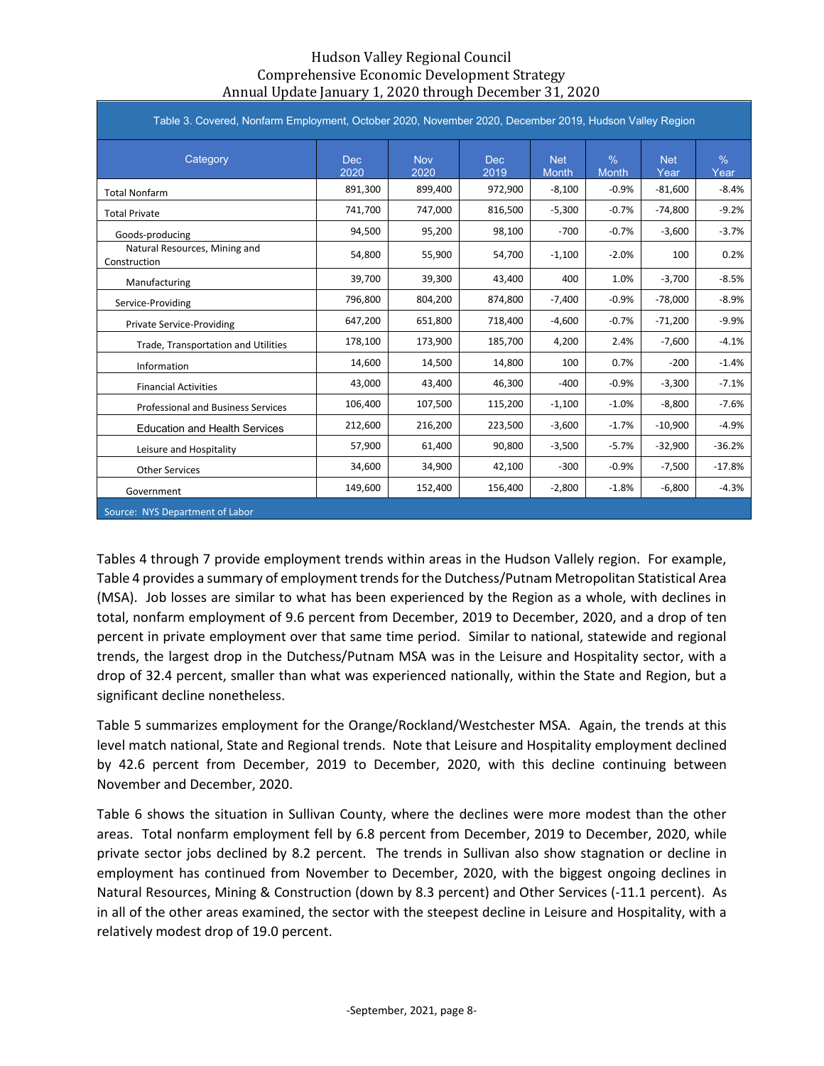Table 3. Covered, Nonfarm Employment, October 2020, November 2020, December 2019, Hudson Valley Region

| Category | Dec 2020 | Nov 2020 | Dec 2019 | Net Month | % Month | Net Year | % Year |
|---|---|---|---|---|---|---|---|
| Total Nonfarm | 891,300 | 899,400 | 972,900 | -8,100 | -0.9% | -81,600 | -8.4% |
| Total Private | 741,700 | 747,000 | 816,500 | -5,300 | -0.7% | -74,800 | -9.2% |
| Goods-producing | 94,500 | 95,200 | 98,100 | -700 | -0.7% | -3,600 | -3.7% |
| Natural Resources, Mining and Construction | 54,800 | 55,900 | 54,700 | -1,100 | -2.0% | 100 | 0.2% |
| Manufacturing | 39,700 | 39,300 | 43,400 | 400 | 1.0% | -3,700 | -8.5% |
| Service-Providing | 796,800 | 804,200 | 874,800 | -7,400 | -0.9% | -78,000 | -8.9% |
| Private Service-Providing | 647,200 | 651,800 | 718,400 | -4,600 | -0.7% | -71,200 | -9.9% |
| Trade, Transportation and Utilities | 178,100 | 173,900 | 185,700 | 4,200 | 2.4% | -7,600 | -4.1% |
| Information | 14,600 | 14,500 | 14,800 | 100 | 0.7% | -200 | -1.4% |
| Financial Activities | 43,000 | 43,400 | 46,300 | -400 | -0.9% | -3,300 | -7.1% |
| Professional and Business Services | 106,400 | 107,500 | 115,200 | -1,100 | -1.0% | -8,800 | -7.6% |
| Education and Health Services | 212,600 | 216,200 | 223,500 | -3,600 | -1.7% | -10,900 | -4.9% |
| Leisure and Hospitality | 57,900 | 61,400 | 90,800 | -3,500 | -5.7% | -32,900 | -36.2% |
| Other Services | 34,600 | 34,900 | 42,100 | -300 | -0.9% | -7,500 | -17.8% |
| Government | 149,600 | 152,400 | 156,400 | -2,800 | -1.8% | -6,800 | -4.3% |

Source: NYS Department of Labor

Tables 4 through 7 provide employment trends within areas in the Hudson Vallely region. For example, Table 4 provides a summary of employment trends for the Dutchess/Putnam Metropolitan Statistical Area (MSA). Job losses are similar to what has been experienced by the Region as a whole, with declines in total, nonfarm employment of 9.6 percent from December, 2019 to December, 2020, and a drop of ten percent in private employment over that same time period. Similar to national, statewide and regional trends, the largest drop in the Dutchess/Putnam MSA was in the Leisure and Hospitality sector, with a drop of 32.4 percent, smaller than what was experienced nationally, within the State and Region, but a significant decline nonetheless.

Table 5 summarizes employment for the Orange/Rockland/Westchester MSA. Again, the trends at this level match national, State and Regional trends. Note that Leisure and Hospitality employment declined by 42.6 percent from December, 2019 to December, 2020, with this decline continuing between November and December, 2020.

Table 6 shows the situation in Sullivan County, where the declines were more modest than the other areas. Total nonfarm employment fell by 6.8 percent from December, 2019 to December, 2020, while private sector jobs declined by 8.2 percent. The trends in Sullivan also show stagnation or decline in employment has continued from November to December, 2020, with the biggest ongoing declines in Natural Resources, Mining & Construction (down by 8.3 percent) and Other Services (-11.1 percent). As in all of the other areas examined, the sector with the steepest decline in Leisure and Hospitality, with a relatively modest drop of 19.0 percent.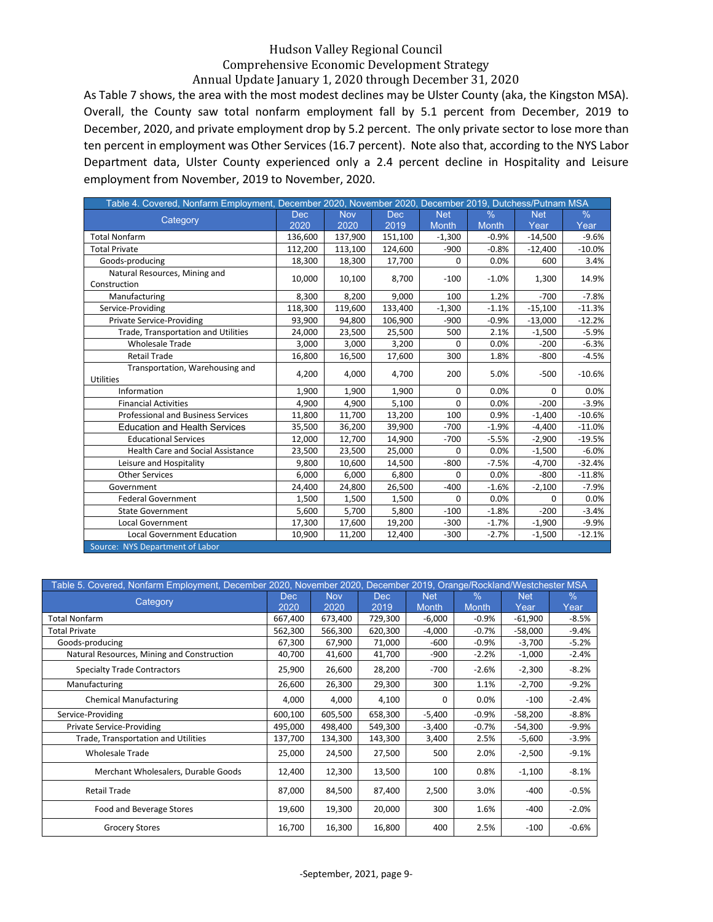As Table 7 shows, the area with the most modest declines may be Ulster County (aka, the Kingston MSA). Overall, the County saw total nonfarm employment fall by 5.1 percent from December, 2019 to December, 2020, and private employment drop by 5.2 percent. The only private sector to lose more than ten percent in employment was Other Services (16.7 percent). Note also that, according to the NYS Labor Department data, Ulster County experienced only a 2.4 percent decline in Hospitality and Leisure employment from November, 2019 to November, 2020.

| Table 4. Covered, Nonfarm Employment, December 2020, November 2020, December 2019, Dutchess/Putnam MSA | | | | | | | |
|---|---|---|---|---|---|---|---|
| Category | Dec 2020 | Nov 2020 | Dec 2019 | Net Month | % Month | Net Year | % Year |
| Total Nonfarm | 136,600 | 137,900 | 151,100 | -1,300 | -0.9% | -14,500 | -9.6% |
| Total Private | 112,200 | 113,100 | 124,600 | -900 | -0.8% | -12,400 | -10.0% |
| Goods-producing | 18,300 | 18,300 | 17,700 | 0 | 0.0% | 600 | 3.4% |
| Natural Resources, Mining and Construction | 10,000 | 10,100 | 8,700 | -100 | -1.0% | 1,300 | 14.9% |
| Manufacturing | 8,300 | 8,200 | 9,000 | 100 | 1.2% | -700 | -7.8% |
| Service-Providing | 118,300 | 119,600 | 133,400 | -1,300 | -1.1% | -15,100 | -11.3% |
| Private Service-Providing | 93,900 | 94,800 | 106,900 | -900 | -0.9% | -13,000 | -12.2% |
| Trade, Transportation and Utilities | 24,000 | 23,500 | 25,500 | 500 | 2.1% | -1,500 | -5.9% |
| Wholesale Trade | 3,000 | 3,000 | 3,200 | 0 | 0.0% | -200 | -6.3% |
| Retail Trade | 16,800 | 16,500 | 17,600 | 300 | 1.8% | -800 | -4.5% |
| Transportation, Warehousing and Utilities | 4,200 | 4,000 | 4,700 | 200 | 5.0% | -500 | -10.6% |
| Information | 1,900 | 1,900 | 1,900 | 0 | 0.0% | 0 | 0.0% |
| Financial Activities | 4,900 | 4,900 | 5,100 | 0 | 0.0% | -200 | -3.9% |
| Professional and Business Services | 11,800 | 11,700 | 13,200 | 100 | 0.9% | -1,400 | -10.6% |
| Education and Health Services | 35,500 | 36,200 | 39,900 | -700 | -1.9% | -4,400 | -11.0% |
| Educational Services | 12,000 | 12,700 | 14,900 | -700 | -5.5% | -2,900 | -19.5% |
| Health Care and Social Assistance | 23,500 | 23,500 | 25,000 | 0 | 0.0% | -1,500 | -6.0% |
| Leisure and Hospitality | 9,800 | 10,600 | 14,500 | -800 | -7.5% | -4,700 | -32.4% |
| Other Services | 6,000 | 6,000 | 6,800 | 0 | 0.0% | -800 | -11.8% |
| Government | 24,400 | 24,800 | 26,500 | -400 | -1.6% | -2,100 | -7.9% |
| Federal Government | 1,500 | 1,500 | 1,500 | 0 | 0.0% | 0 | 0.0% |
| State Government | 5,600 | 5,700 | 5,800 | -100 | -1.8% | -200 | -3.4% |
| Local Government | 17,300 | 17,600 | 19,200 | -300 | -1.7% | -1,900 | -9.9% |
| Local Government Education | 10,900 | 11,200 | 12,400 | -300 | -2.7% | -1,500 | -12.1% |

Source: NYS Department of Labor

| Table 5. Covered, Nonfarm Employment, December 2020, November 2020, December 2019, Orange/Rockland/Westchester MSA | | | | | | | |
|---|---|---|---|---|---|---|---|
| Category | Dec 2020 | Nov 2020 | Dec 2019 | Net Month | % Month | Net Year | % Year |
| Total Nonfarm | 667,400 | 673,400 | 729,300 | -6,000 | -0.9% | -61,900 | -8.5% |
| Total Private | 562,300 | 566,300 | 620,300 | -4,000 | -0.7% | -58,000 | -9.4% |
| Goods-producing | 67,300 | 67,900 | 71,000 | -600 | -0.9% | -3,700 | -5.2% |
| Natural Resources, Mining and Construction | 40,700 | 41,600 | 41,700 | -900 | -2.2% | -1,000 | -2.4% |
| Specialty Trade Contractors | 25,900 | 26,600 | 28,200 | -700 | -2.6% | -2,300 | -8.2% |
| Manufacturing | 26,600 | 26,300 | 29,300 | 300 | 1.1% | -2,700 | -9.2% |
| Chemical Manufacturing | 4,000 | 4,000 | 4,100 | 0 | 0.0% | -100 | -2.4% |
| Service-Providing | 600,100 | 605,500 | 658,300 | -5,400 | -0.9% | -58,200 | -8.8% |
| Private Service-Providing | 495,000 | 498,400 | 549,300 | -3,400 | -0.7% | -54,300 | -9.9% |
| Trade, Transportation and Utilities | 137,700 | 134,300 | 143,300 | 3,400 | 2.5% | -5,600 | -3.9% |
| Wholesale Trade | 25,000 | 24,500 | 27,500 | 500 | 2.0% | -2,500 | -9.1% |
| Merchant Wholesalers, Durable Goods | 12,400 | 12,300 | 13,500 | 100 | 0.8% | -1,100 | -8.1% |
| Retail Trade | 87,000 | 84,500 | 87,400 | 2,500 | 3.0% | -400 | -0.5% |
| Food and Beverage Stores | 19,600 | 19,300 | 20,000 | 300 | 1.6% | -400 | -2.0% |
| Grocery Stores | 16,700 | 16,300 | 16,800 | 400 | 2.5% | -100 | -0.6% |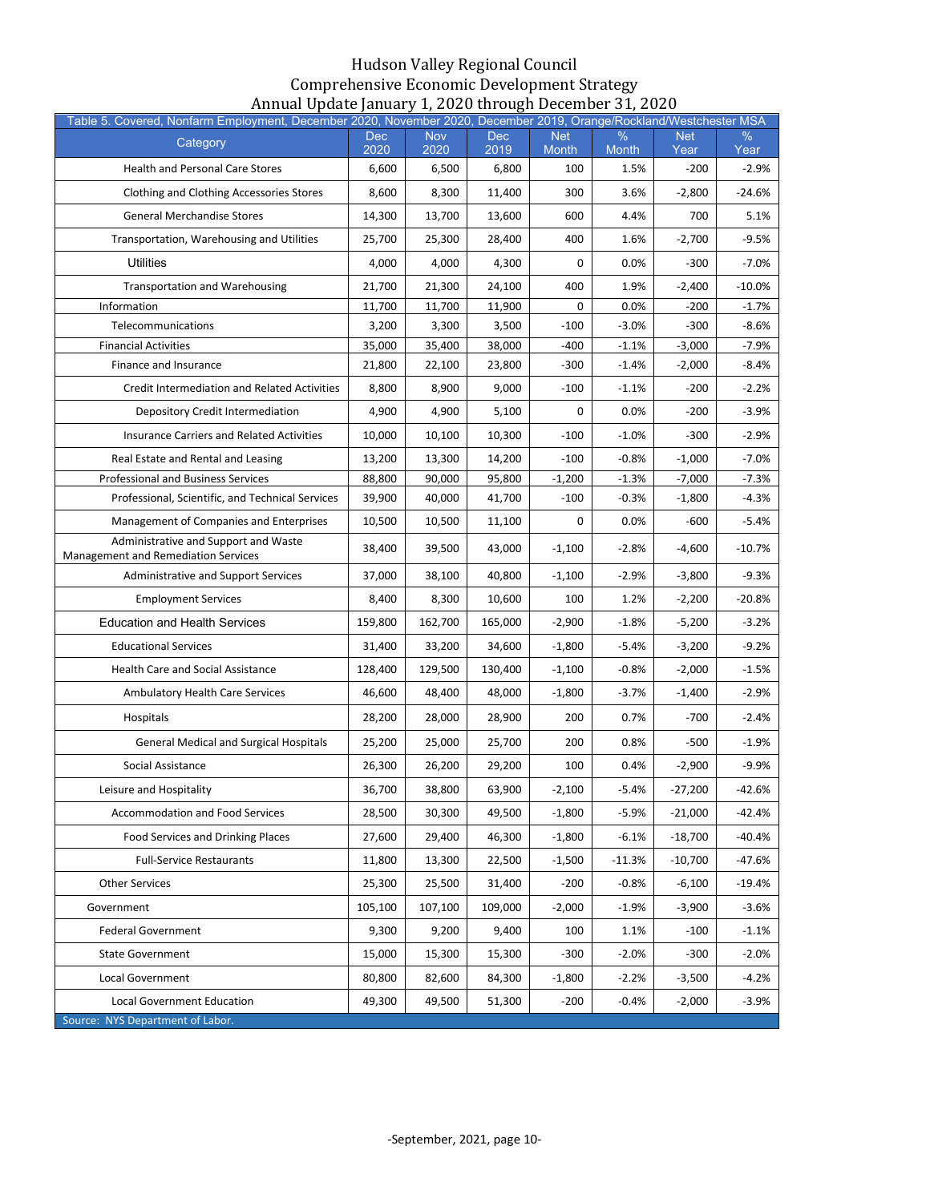# Hudson Valley Regional Council
## Comprehensive Economic Development Strategy
## Annual Update January 1, 2020 through December 31, 2020

Table 5. Covered, Nonfarm Employment, December 2020, November 2020, December 2019, Orange/Rockland/Westchester MSA

| Category | Dec 2020 | Nov 2020 | Dec 2019 | Net Month | % Month | Net Year | % Year |
|---|---|---|---|---|---|---|---|
| Health and Personal Care Stores | 6,600 | 6,500 | 6,800 | 100 | 1.5% | -200 | -2.9% |
| Clothing and Clothing Accessories Stores | 8,600 | 8,300 | 11,400 | 300 | 3.6% | -2,800 | -24.6% |
| General Merchandise Stores | 14,300 | 13,700 | 13,600 | 600 | 4.4% | 700 | 5.1% |
| Transportation, Warehousing and Utilities | 25,700 | 25,300 | 28,400 | 400 | 1.6% | -2,700 | -9.5% |
| Utilities | 4,000 | 4,000 | 4,300 | 0 | 0.0% | -300 | -7.0% |
| Transportation and Warehousing | 21,700 | 21,300 | 24,100 | 400 | 1.9% | -2,400 | -10.0% |
| Information | 11,700 | 11,700 | 11,900 | 0 | 0.0% | -200 | -1.7% |
| Telecommunications | 3,200 | 3,300 | 3,500 | -100 | -3.0% | -300 | -8.6% |
| Financial Activities | 35,000 | 35,400 | 38,000 | -400 | -1.1% | -3,000 | -7.9% |
| Finance and Insurance | 21,800 | 22,100 | 23,800 | -300 | -1.4% | -2,000 | -8.4% |
| Credit Intermediation and Related Activities | 8,800 | 8,900 | 9,000 | -100 | -1.1% | -200 | -2.2% |
| Depository Credit Intermediation | 4,900 | 4,900 | 5,100 | 0 | 0.0% | -200 | -3.9% |
| Insurance Carriers and Related Activities | 10,000 | 10,100 | 10,300 | -100 | -1.0% | -300 | -2.9% |
| Real Estate and Rental and Leasing | 13,200 | 13,300 | 14,200 | -100 | -0.8% | -1,000 | -7.0% |
| Professional and Business Services | 88,800 | 90,000 | 95,800 | -1,200 | -1.3% | -7,000 | -7.3% |
| Professional, Scientific, and Technical Services | 39,900 | 40,000 | 41,700 | -100 | -0.3% | -1,800 | -4.3% |
| Management of Companies and Enterprises | 10,500 | 10,500 | 11,100 | 0 | 0.0% | -600 | -5.4% |
| Administrative and Support and Waste Management and Remediation Services | 38,400 | 39,500 | 43,000 | -1,100 | -2.8% | -4,600 | -10.7% |
| Administrative and Support Services | 37,000 | 38,100 | 40,800 | -1,100 | -2.9% | -3,800 | -9.3% |
| Employment Services | 8,400 | 8,300 | 10,600 | 100 | 1.2% | -2,200 | -20.8% |
| Education and Health Services | 159,800 | 162,700 | 165,000 | -2,900 | -1.8% | -5,200 | -3.2% |
| Educational Services | 31,400 | 33,200 | 34,600 | -1,800 | -5.4% | -3,200 | -9.2% |
| Health Care and Social Assistance | 128,400 | 129,500 | 130,400 | -1,100 | -0.8% | -2,000 | -1.5% |
| Ambulatory Health Care Services | 46,600 | 48,400 | 48,000 | -1,800 | -3.7% | -1,400 | -2.9% |
| Hospitals | 28,200 | 28,000 | 28,900 | 200 | 0.7% | -700 | -2.4% |
| General Medical and Surgical Hospitals | 25,200 | 25,000 | 25,700 | 200 | 0.8% | -500 | -1.9% |
| Social Assistance | 26,300 | 26,200 | 29,200 | 100 | 0.4% | -2,900 | -9.9% |
| Leisure and Hospitality | 36,700 | 38,800 | 63,900 | -2,100 | -5.4% | -27,200 | -42.6% |
| Accommodation and Food Services | 28,500 | 30,300 | 49,500 | -1,800 | -5.9% | -21,000 | -42.4% |
| Food Services and Drinking Places | 27,600 | 29,400 | 46,300 | -1,800 | -6.1% | -18,700 | -40.4% |
| Full-Service Restaurants | 11,800 | 13,300 | 22,500 | -1,500 | -11.3% | -10,700 | -47.6% |
| Other Services | 25,300 | 25,500 | 31,400 | -200 | -0.8% | -6,100 | -19.4% |
| Government | 105,100 | 107,100 | 109,000 | -2,000 | -1.9% | -3,900 | -3.6% |
| Federal Government | 9,300 | 9,200 | 9,400 | 100 | 1.1% | -100 | -1.1% |
| State Government | 15,000 | 15,300 | 15,300 | -300 | -2.0% | -300 | -2.0% |
| Local Government | 80,800 | 82,600 | 84,300 | -1,800 | -2.2% | -3,500 | -4.2% |
| Local Government Education | 49,300 | 49,500 | 51,300 | -200 | -0.4% | -2,000 | -3.9% |

Source: NYS Department of Labor.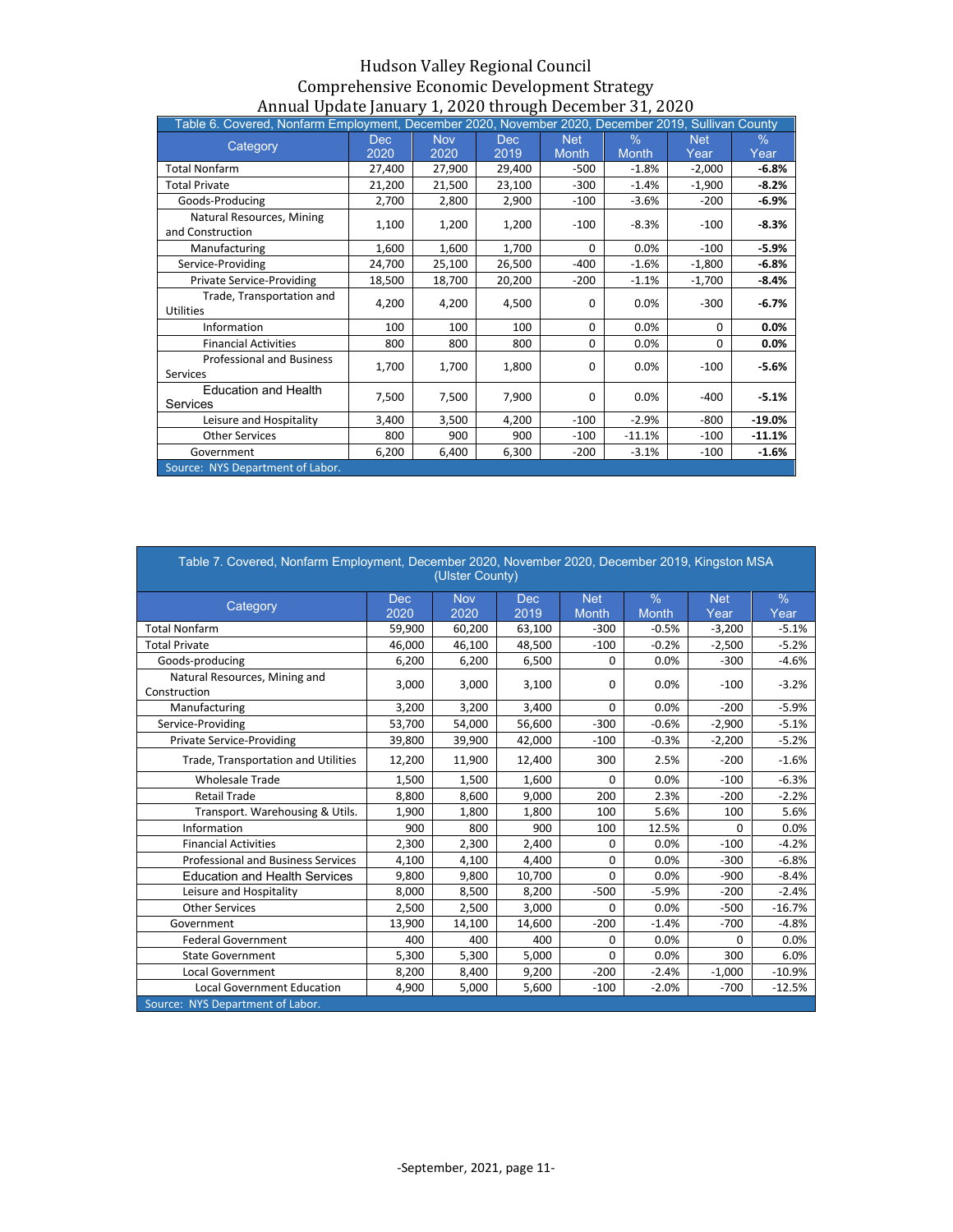Hudson Valley Regional Council
Comprehensive Economic Development Strategy
Annual Update January 1, 2020 through December 31, 2020

| Table 6. Covered, Nonfarm Employment, December 2020, November 2020, December 2019, Sullivan County | | | | | | | |
|---|---|---|---|---|---|---|---|
| Category | Dec 2020 | Nov 2020 | Dec 2019 | Net Month | % Month | Net Year | % Year |
| Total Nonfarm | 27,400 | 27,900 | 29,400 | -500 | -1.8% | -2,000 | **-6.8%** |
| Total Private | 21,200 | 21,500 | 23,100 | -300 | -1.4% | -1,900 | **-8.2%** |
| Goods-Producing | 2,700 | 2,800 | 2,900 | -100 | -3.6% | -200 | **-6.9%** |
| Natural Resources, Mining and Construction | 1,100 | 1,200 | 1,200 | -100 | -8.3% | -100 | **-8.3%** |
| Manufacturing | 1,600 | 1,600 | 1,700 | 0 | 0.0% | -100 | **-5.9%** |
| Service-Providing | 24,700 | 25,100 | 26,500 | -400 | -1.6% | -1,800 | **-6.8%** |
| Private Service-Providing | 18,500 | 18,700 | 20,200 | -200 | -1.1% | -1,700 | **-8.4%** |
| Trade, Transportation and Utilities | 4,200 | 4,200 | 4,500 | 0 | 0.0% | -300 | **-6.7%** |
| Information | 100 | 100 | 100 | 0 | 0.0% | 0 | **0.0%** |
| Financial Activities | 800 | 800 | 800 | 0 | 0.0% | 0 | **0.0%** |
| Professional and Business Services | 1,700 | 1,700 | 1,800 | 0 | 0.0% | -100 | **-5.6%** |
| Education and Health Services | 7,500 | 7,500 | 7,900 | 0 | 0.0% | -400 | **-5.1%** |
| Leisure and Hospitality | 3,400 | 3,500 | 4,200 | -100 | -2.9% | -800 | **-19.0%** |
| Other Services | 800 | 900 | 900 | -100 | -11.1% | -100 | **-11.1%** |
| Government | 6,200 | 6,400 | 6,300 | -200 | -3.1% | -100 | **-1.6%** |
| Source: NYS Department of Labor. | | | | | | | |

| Table 7. Covered, Nonfarm Employment, December 2020, November 2020, December 2019, Kingston MSA (Ulster County) | | | | | | | |
|---|---|---|---|---|---|---|---|
| Category | Dec 2020 | Nov 2020 | Dec 2019 | Net Month | % Month | Net Year | % Year |
| Total Nonfarm | 59,900 | 60,200 | 63,100 | -300 | -0.5% | -3,200 | -5.1% |
| Total Private | 46,000 | 46,100 | 48,500 | -100 | -0.2% | -2,500 | -5.2% |
| Goods-producing | 6,200 | 6,200 | 6,500 | 0 | 0.0% | -300 | -4.6% |
| Natural Resources, Mining and Construction | 3,000 | 3,000 | 3,100 | 0 | 0.0% | -100 | -3.2% |
| Manufacturing | 3,200 | 3,200 | 3,400 | 0 | 0.0% | -200 | -5.9% |
| Service-Providing | 53,700 | 54,000 | 56,600 | -300 | -0.6% | -2,900 | -5.1% |
| Private Service-Providing | 39,800 | 39,900 | 42,000 | -100 | -0.3% | -2,200 | -5.2% |
| Trade, Transportation and Utilities | 12,200 | 11,900 | 12,400 | 300 | 2.5% | -200 | -1.6% |
| Wholesale Trade | 1,500 | 1,500 | 1,600 | 0 | 0.0% | -100 | -6.3% |
| Retail Trade | 8,800 | 8,600 | 9,000 | 200 | 2.3% | -200 | -2.2% |
| Transport. Warehousing & Utils. | 1,900 | 1,800 | 1,800 | 100 | 5.6% | 100 | 5.6% |
| Information | 900 | 800 | 900 | 100 | 12.5% | 0 | 0.0% |
| Financial Activities | 2,300 | 2,300 | 2,400 | 0 | 0.0% | -100 | -4.2% |
| Professional and Business Services | 4,100 | 4,100 | 4,400 | 0 | 0.0% | -300 | -6.8% |
| Education and Health Services | 9,800 | 9,800 | 10,700 | 0 | 0.0% | -900 | -8.4% |
| Leisure and Hospitality | 8,000 | 8,500 | 8,200 | -500 | -5.9% | -200 | -2.4% |
| Other Services | 2,500 | 2,500 | 3,000 | 0 | 0.0% | -500 | -16.7% |
| Government | 13,900 | 14,100 | 14,600 | -200 | -1.4% | -700 | -4.8% |
| Federal Government | 400 | 400 | 400 | 0 | 0.0% | 0 | 0.0% |
| State Government | 5,300 | 5,300 | 5,000 | 0 | 0.0% | 300 | 6.0% |
| Local Government | 8,200 | 8,400 | 9,200 | -200 | -2.4% | -1,000 | -10.9% |
| Local Government Education | 4,900 | 5,000 | 5,600 | -100 | -2.0% | -700 | -12.5% |
| Source: NYS Department of Labor. | | | | | | | |

-September, 2021, page 11-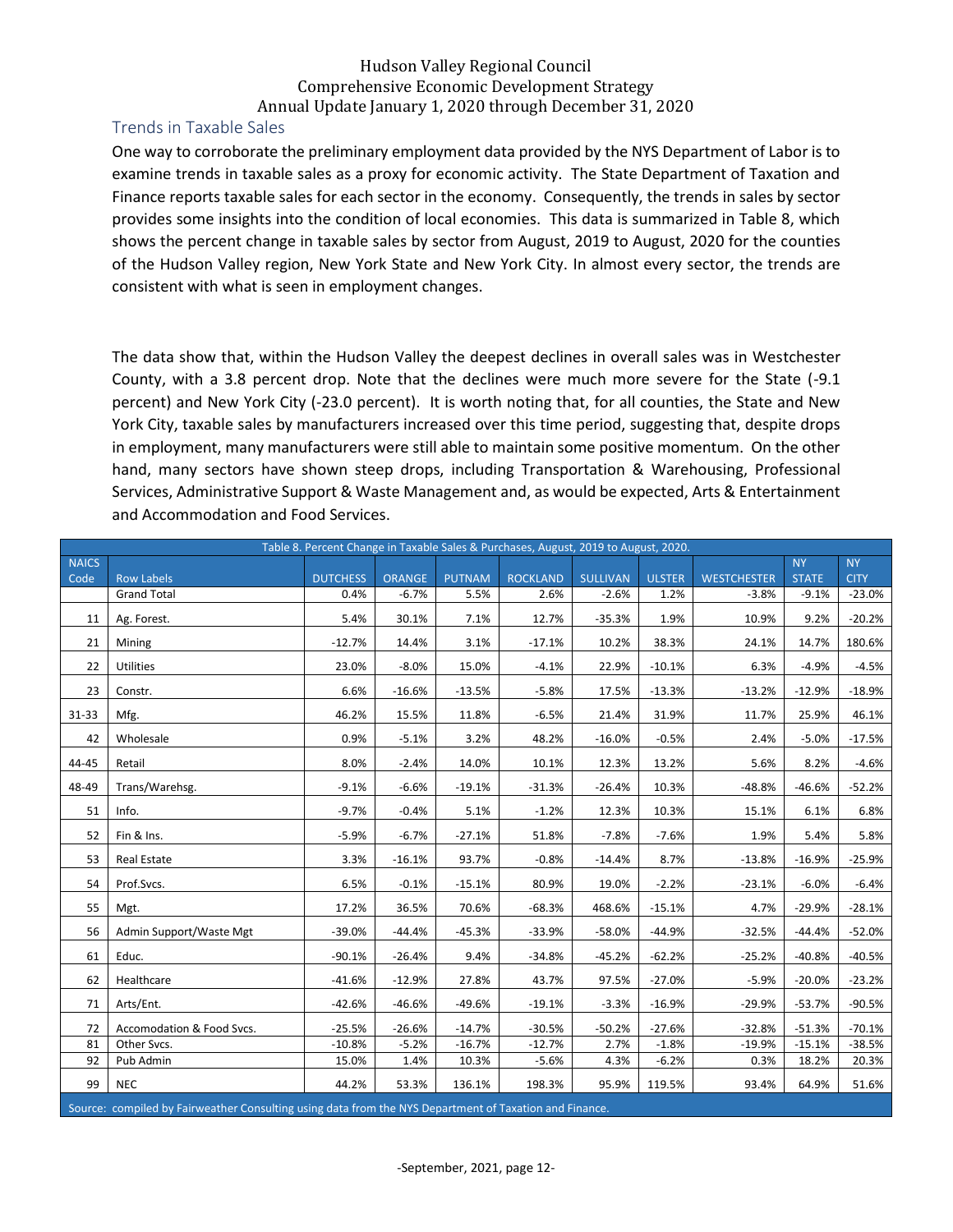## Trends in Taxable Sales

One way to corroborate the preliminary employment data provided by the NYS Department of Labor is to examine trends in taxable sales as a proxy for economic activity. The State Department of Taxation and Finance reports taxable sales for each sector in the economy. Consequently, the trends in sales by sector provides some insights into the condition of local economies. This data is summarized in Table 8, which shows the percent change in taxable sales by sector from August, 2019 to August, 2020 for the counties of the Hudson Valley region, New York State and New York City. In almost every sector, the trends are consistent with what is seen in employment changes.

The data show that, within the Hudson Valley the deepest declines in overall sales was in Westchester County, with a 3.8 percent drop. Note that the declines were much more severe for the State (-9.1 percent) and New York City (-23.0 percent). It is worth noting that, for all counties, the State and New York City, taxable sales by manufacturers increased over this time period, suggesting that, despite drops in employment, many manufacturers were still able to maintain some positive momentum. On the other hand, many sectors have shown steep drops, including Transportation & Warehousing, Professional Services, Administrative Support & Waste Management and, as would be expected, Arts & Entertainment and Accommodation and Food Services.

Table 8. Percent Change in Taxable Sales & Purchases, August, 2019 to August, 2020.

| NAICS Code | Row Labels | DUTCHESS | ORANGE | PUTNAM | ROCKLAND | SULLIVAN | ULSTER | WESTCHESTER | NY STATE | NY CITY |
|---|---|---|---|---|---|---|---|---|---|---|
| | Grand Total | 0.4% | -6.7% | 5.5% | 2.6% | -2.6% | 1.2% | -3.8% | -9.1% | -23.0% |
| 11 | Ag. Forest. | 5.4% | 30.1% | 7.1% | 12.7% | -35.3% | 1.9% | 10.9% | 9.2% | -20.2% |
| 21 | Mining | -12.7% | 14.4% | 3.1% | -17.1% | 10.2% | 38.3% | 24.1% | 14.7% | 180.6% |
| 22 | Utilities | 23.0% | -8.0% | 15.0% | -4.1% | 22.9% | -10.1% | 6.3% | -4.9% | -4.5% |
| 23 | Constr. | 6.6% | -16.6% | -13.5% | -5.8% | 17.5% | -13.3% | -13.2% | -12.9% | -18.9% |
| 31-33 | Mfg. | 46.2% | 15.5% | 11.8% | -6.5% | 21.4% | 31.9% | 11.7% | 25.9% | 46.1% |
| 42 | Wholesale | 0.9% | -5.1% | 3.2% | 48.2% | -16.0% | -0.5% | 2.4% | -5.0% | -17.5% |
| 44-45 | Retail | 8.0% | -2.4% | 14.0% | 10.1% | 12.3% | 13.2% | 5.6% | 8.2% | -4.6% |
| 48-49 | Trans/Warehsg. | -9.1% | -6.6% | -19.1% | -31.3% | -26.4% | 10.3% | -48.8% | -46.6% | -52.2% |
| 51 | Info. | -9.7% | -0.4% | 5.1% | -1.2% | 12.3% | 10.3% | 15.1% | 6.1% | 6.8% |
| 52 | Fin & Ins. | -5.9% | -6.7% | -27.1% | 51.8% | -7.8% | -7.6% | 1.9% | 5.4% | 5.8% |
| 53 | Real Estate | 3.3% | -16.1% | 93.7% | -0.8% | -14.4% | 8.7% | -13.8% | -16.9% | -25.9% |
| 54 | Prof.Svcs. | 6.5% | -0.1% | -15.1% | 80.9% | 19.0% | -2.2% | -23.1% | -6.0% | -6.4% |
| 55 | Mgt. | 17.2% | 36.5% | 70.6% | -68.3% | 468.6% | -15.1% | 4.7% | -29.9% | -28.1% |
| 56 | Admin Support/Waste Mgt | -39.0% | -44.4% | -45.3% | -33.9% | -58.0% | -44.9% | -32.5% | -44.4% | -52.0% |
| 61 | Educ. | -90.1% | -26.4% | 9.4% | -34.8% | -45.2% | -62.2% | -25.2% | -40.8% | -40.5% |
| 62 | Healthcare | -41.6% | -12.9% | 27.8% | 43.7% | 97.5% | -27.0% | -5.9% | -20.0% | -23.2% |
| 71 | Arts/Ent. | -42.6% | -46.6% | -49.6% | -19.1% | -3.3% | -16.9% | -29.9% | -53.7% | -90.5% |
| 72 | Accomodation & Food Svcs. | -25.5% | -26.6% | -14.7% | -30.5% | -50.2% | -27.6% | -32.8% | -51.3% | -70.1% |
| 81 | Other Svcs. | -10.8% | -5.2% | -16.7% | -12.7% | 2.7% | -1.8% | -19.9% | -15.1% | -38.5% |
| 92 | Pub Admin | 15.0% | 1.4% | 10.3% | -5.6% | 4.3% | -6.2% | 0.3% | 18.2% | 20.3% |
| 99 | NEC | 44.2% | 53.3% | 136.1% | 198.3% | 95.9% | 119.5% | 93.4% | 64.9% | 51.6% |

Source: compiled by Fairweather Consulting using data from the NYS Department of Taxation and Finance.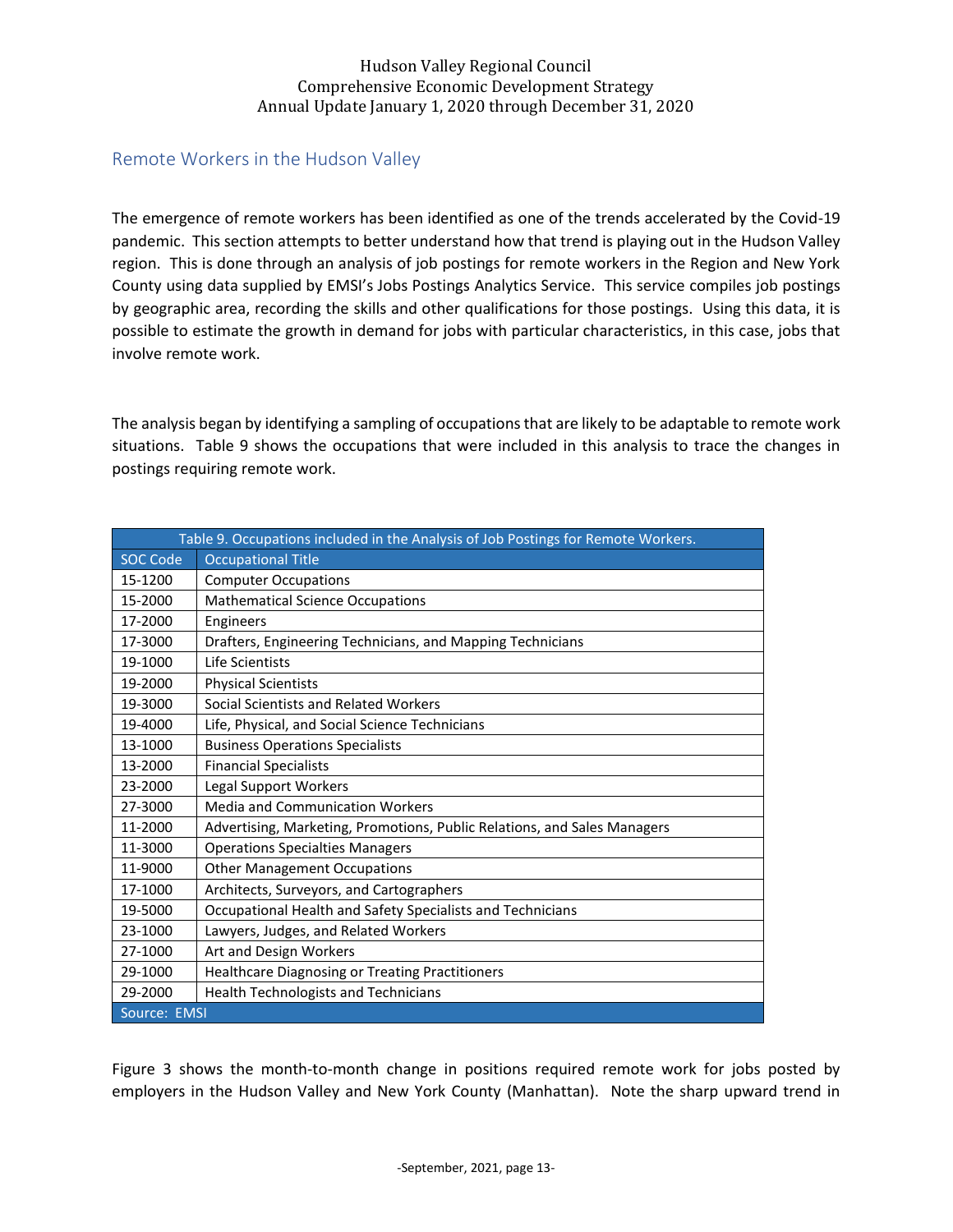## Remote Workers in the Hudson Valley

The emergence of remote workers has been identified as one of the trends accelerated by the Covid-19 pandemic. This section attempts to better understand how that trend is playing out in the Hudson Valley region. This is done through an analysis of job postings for remote workers in the Region and New York County using data supplied by EMSI's Jobs Postings Analytics Service. This service compiles job postings by geographic area, recording the skills and other qualifications for those postings. Using this data, it is possible to estimate the growth in demand for jobs with particular characteristics, in this case, jobs that involve remote work.

The analysis began by identifying a sampling of occupations that are likely to be adaptable to remote work situations. Table 9 shows the occupations that were included in this analysis to trace the changes in postings requiring remote work.

Table 9. Occupations included in the Analysis of Job Postings for Remote Workers.

| SOC Code | Occupational Title |
|---|---|
| 15-1200 | Computer Occupations |
| 15-2000 | Mathematical Science Occupations |
| 17-2000 | Engineers |
| 17-3000 | Drafters, Engineering Technicians, and Mapping Technicians |
| 19-1000 | Life Scientists |
| 19-2000 | Physical Scientists |
| 19-3000 | Social Scientists and Related Workers |
| 19-4000 | Life, Physical, and Social Science Technicians |
| 13-1000 | Business Operations Specialists |
| 13-2000 | Financial Specialists |
| 23-2000 | Legal Support Workers |
| 27-3000 | Media and Communication Workers |
| 11-2000 | Advertising, Marketing, Promotions, Public Relations, and Sales Managers |
| 11-3000 | Operations Specialties Managers |
| 11-9000 | Other Management Occupations |
| 17-1000 | Architects, Surveyors, and Cartographers |
| 19-5000 | Occupational Health and Safety Specialists and Technicians |
| 23-1000 | Lawyers, Judges, and Related Workers |
| 27-1000 | Art and Design Workers |
| 29-1000 | Healthcare Diagnosing or Treating Practitioners |
| 29-2000 | Health Technologists and Technicians |

Source: EMSI

Figure 3 shows the month-to-month change in positions required remote work for jobs posted by employers in the Hudson Valley and New York County (Manhattan). Note the sharp upward trend in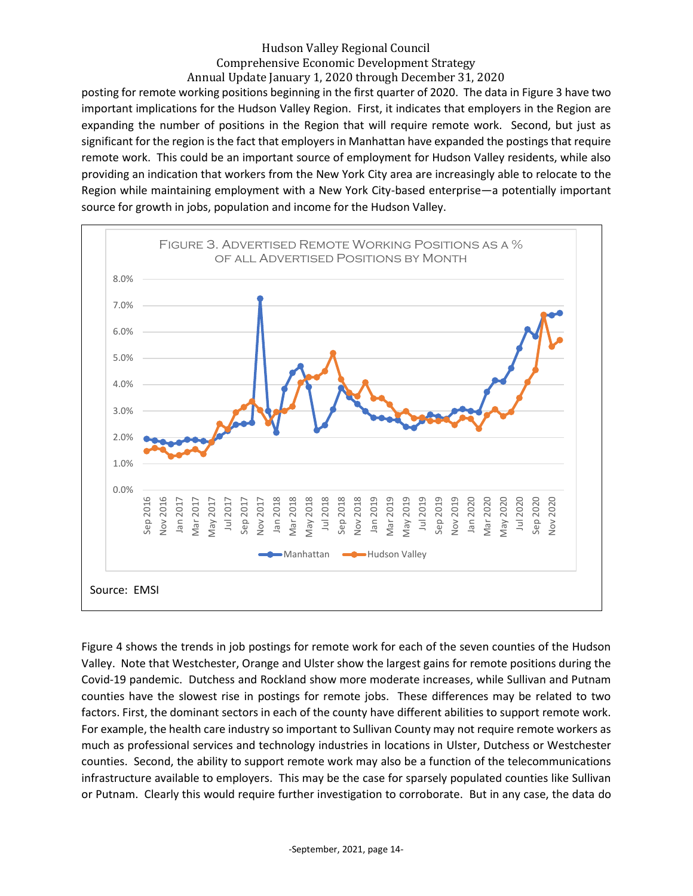posting for remote working positions beginning in the first quarter of 2020. The data in Figure 3 have two important implications for the Hudson Valley Region. First, it indicates that employers in the Region are expanding the number of positions in the Region that will require remote work. Second, but just as significant for the region is the fact that employers in Manhattan have expanded the postings that require remote work. This could be an important source of employment for Hudson Valley residents, while also providing an indication that workers from the New York City area are increasingly able to relocate to the Region while maintaining employment with a New York City-based enterprise—a potentially important source for growth in jobs, population and income for the Hudson Valley.

FIGURE 3. ADVERTISED REMOTE WORKING POSITIONS AS A % OF ALL ADVERTISED POSITIONS BY MONTH

Source: EMSI

Figure 4 shows the trends in job postings for remote work for each of the seven counties of the Hudson Valley. Note that Westchester, Orange and Ulster show the largest gains for remote positions during the Covid-19 pandemic. Dutchess and Rockland show more moderate increases, while Sullivan and Putnam counties have the slowest rise in postings for remote jobs. These differences may be related to two factors. First, the dominant sectors in each of the county have different abilities to support remote work. For example, the health care industry so important to Sullivan County may not require remote workers as much as professional services and technology industries in locations in Ulster, Dutchess or Westchester counties. Second, the ability to support remote work may also be a function of the telecommunications infrastructure available to employers. This may be the case for sparsely populated counties like Sullivan or Putnam. Clearly this would require further investigation to corroborate. But in any case, the data do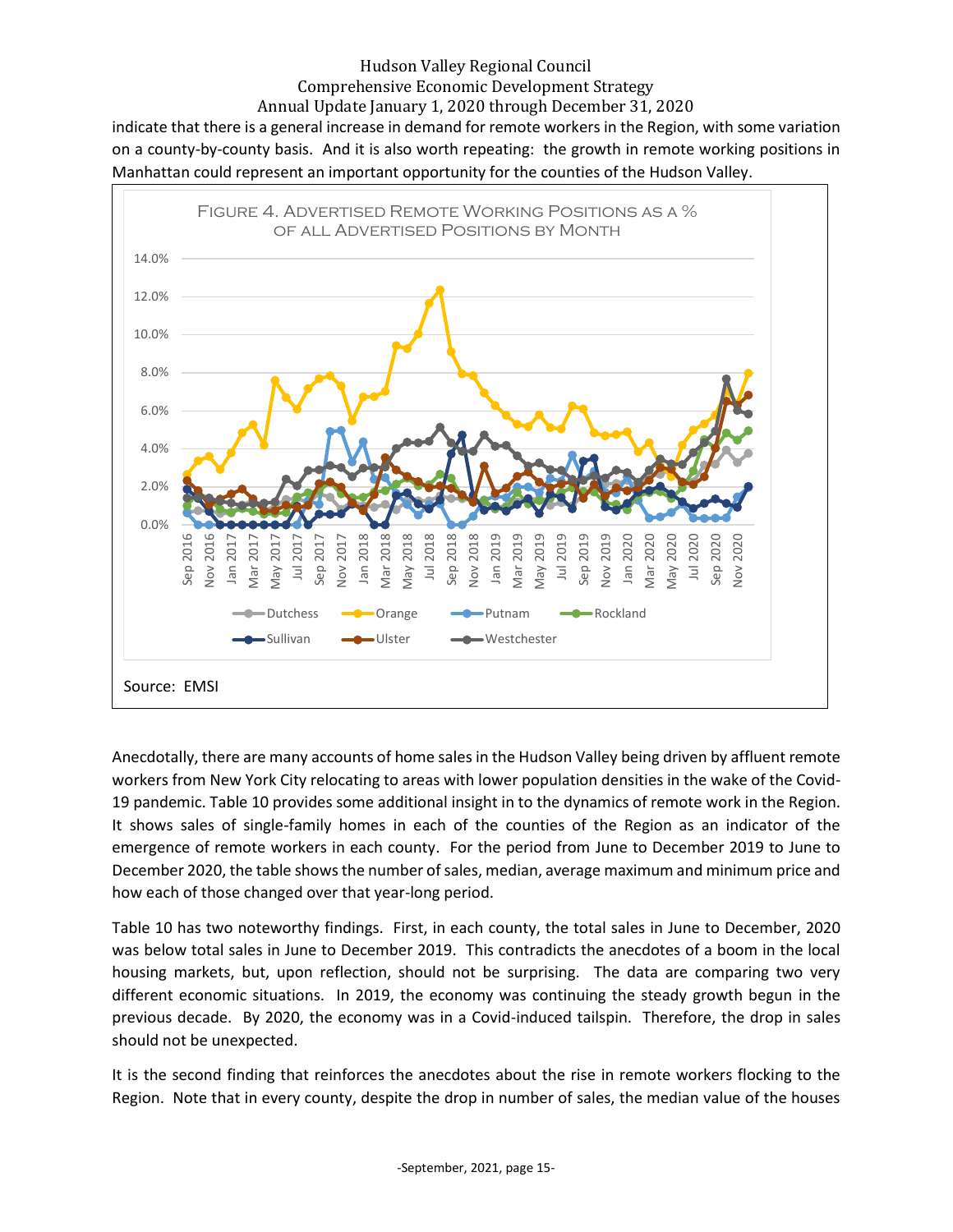indicate that there is a general increase in demand for remote workers in the Region, with some variation on a county-by-county basis. And it is also worth repeating: the growth in remote working positions in Manhattan could represent an important opportunity for the counties of the Hudson Valley.

Figure 4. Advertised Remote Working Positions as a % of all Advertised Positions by Month

Source: EMSI

Anecdotally, there are many accounts of home sales in the Hudson Valley being driven by affluent remote workers from New York City relocating to areas with lower population densities in the wake of the Covid-19 pandemic. Table 10 provides some additional insight in to the dynamics of remote work in the Region. It shows sales of single-family homes in each of the counties of the Region as an indicator of the emergence of remote workers in each county. For the period from June to December 2019 to June to December 2020, the table shows the number of sales, median, average maximum and minimum price and how each of those changed over that year-long period.

Table 10 has two noteworthy findings. First, in each county, the total sales in June to December, 2020 was below total sales in June to December 2019. This contradicts the anecdotes of a boom in the local housing markets, but, upon reflection, should not be surprising. The data are comparing two very different economic situations. In 2019, the economy was continuing the steady growth begun in the previous decade. By 2020, the economy was in a Covid-induced tailspin. Therefore, the drop in sales should not be unexpected.

It is the second finding that reinforces the anecdotes about the rise in remote workers flocking to the Region. Note that in every county, despite the drop in number of sales, the median value of the houses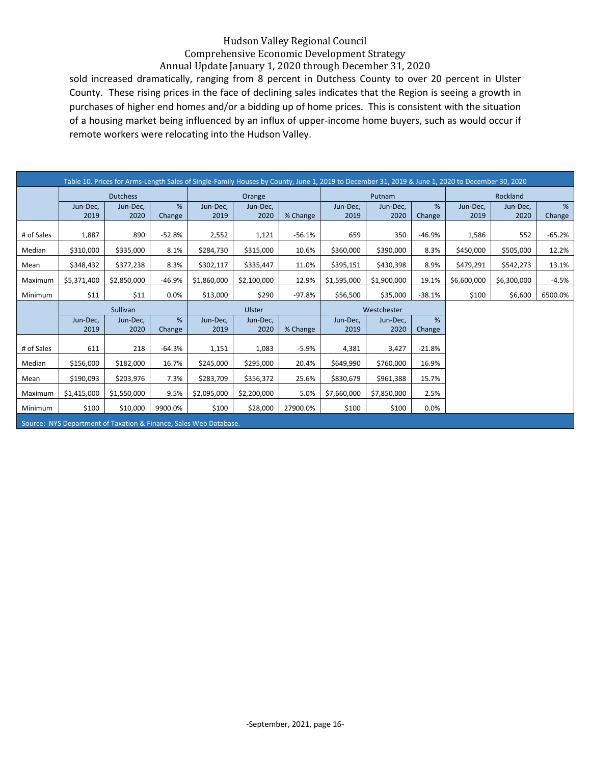sold increased dramatically, ranging from 8 percent in Dutchess County to over 20 percent in Ulster County. These rising prices in the face of declining sales indicates that the Region is seeing a growth in purchases of higher end homes and/or a bidding up of home prices. This is consistent with the situation of a housing market being influenced by an influx of upper-income home buyers, such as would occur if remote workers were relocating into the Hudson Valley.

Table 10. Prices for Arms-Length Sales of Single-Family Houses by County, June 1, 2019 to December 31, 2019 & June 1, 2020 to December 30, 2020

| | Dutchess | | | Orange | | | Putnam | | | Rockland | | |
|---|---|---|---|---|---|---|---|---|---|---|---|---|
| | Jun-Dec, 2019 | Jun-Dec, 2020 | % Change | Jun-Dec, 2019 | Jun-Dec, 2020 | % Change | Jun-Dec, 2019 | Jun-Dec, 2020 | % Change | Jun-Dec, 2019 | Jun-Dec, 2020 | % Change |
| # of Sales | 1,887 | 890 | -52.8% | 2,552 | 1,121 | -56.1% | 659 | 350 | -46.9% | 1,586 | 552 | -65.2% |
| Median | $310,000 | $335,000 | 8.1% | $284,730 | $315,000 | 10.6% | $360,000 | $390,000 | 8.3% | $450,000 | $505,000 | 12.2% |
| Mean | $348,432 | $377,238 | 8.3% | $302,117 | $335,447 | 11.0% | $395,151 | $430,398 | 8.9% | $479,291 | $542,273 | 13.1% |
| Maximum | $5,371,400 | $2,850,000 | -46.9% | $1,860,000 | $2,100,000 | 12.9% | $1,595,000 | $1,900,000 | 19.1% | $6,600,000 | $6,300,000 | -4.5% |
| Minimum | $11 | $11 | 0.0% | $13,000 | $290 | -97.8% | $56,500 | $35,000 | -38.1% | $100 | $6,600 | 6500.0% |
| | **Sullivan** | | | **Ulster** | | | **Westchester** | | | | | |
| | Jun-Dec, 2019 | Jun-Dec, 2020 | % Change | Jun-Dec, 2019 | Jun-Dec, 2020 | % Change | Jun-Dec, 2019 | Jun-Dec, 2020 | % Change | | | |
| # of Sales | 611 | 218 | -64.3% | 1,151 | 1,083 | -5.9% | 4,381 | 3,427 | -21.8% | | | |
| Median | $156,000 | $182,000 | 16.7% | $245,000 | $295,000 | 20.4% | $649,990 | $760,000 | 16.9% | | | |
| Mean | $190,093 | $203,976 | 7.3% | $283,709 | $356,372 | 25.6% | $830,679 | $961,388 | 15.7% | | | |
| Maximum | $1,415,000 | $1,550,000 | 9.5% | $2,095,000 | $2,200,000 | 5.0% | $7,660,000 | $7,850,000 | 2.5% | | | |
| Minimum | $100 | $10,000 | 9900.0% | $100 | $28,000 | 27900.0% | $100 | $100 | 0.0% | | | |

Source: NYS Department of Taxation & Finance, Sales Web Database.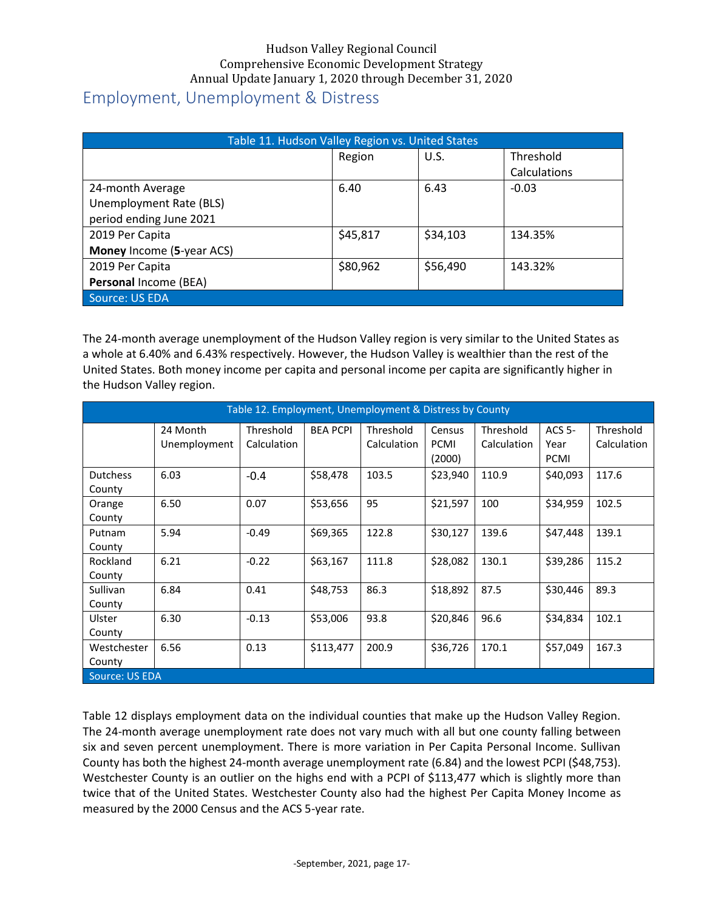## Employment, Unemployment & Distress

| Table 11. Hudson Valley Region vs. United States | | | |
|---|---|---|---|
| | Region | U.S. | Threshold Calculations |
| 24-month Average Unemployment Rate (BLS) period ending June 2021 | 6.40 | 6.43 | -0.03 |
| 2019 Per Capita **Money** Income (**5**-year ACS) | $45,817 | $34,103 | 134.35% |
| 2019 Per Capita **Personal** Income (BEA) | $80,962 | $56,490 | 143.32% |
| Source: US EDA | | | |

The 24-month average unemployment of the Hudson Valley region is very similar to the United States as a whole at 6.40% and 6.43% respectively. However, the Hudson Valley is wealthier than the rest of the United States. Both money income per capita and personal income per capita are significantly higher in the Hudson Valley region.

| Table 12. Employment, Unemployment & Distress by County | | | | | | | | |
|---|---|---|---|---|---|---|---|---|
| | 24 Month Unemployment | Threshold Calculation | BEA PCPI | Threshold Calculation | Census PCMI (2000) | Threshold Calculation | ACS 5-Year PCMI | Threshold Calculation |
| Dutchess County | 6.03 | -0.4 | $58,478 | 103.5 | $23,940 | 110.9 | $40,093 | 117.6 |
| Orange County | 6.50 | 0.07 | $53,656 | 95 | $21,597 | 100 | $34,959 | 102.5 |
| Putnam County | 5.94 | -0.49 | $69,365 | 122.8 | $30,127 | 139.6 | $47,448 | 139.1 |
| Rockland County | 6.21 | -0.22 | $63,167 | 111.8 | $28,082 | 130.1 | $39,286 | 115.2 |
| Sullivan County | 6.84 | 0.41 | $48,753 | 86.3 | $18,892 | 87.5 | $30,446 | 89.3 |
| Ulster County | 6.30 | -0.13 | $53,006 | 93.8 | $20,846 | 96.6 | $34,834 | 102.1 |
| Westchester County | 6.56 | 0.13 | $113,477 | 200.9 | $36,726 | 170.1 | $57,049 | 167.3 |
| Source: US EDA | | | | | | | | |

Table 12 displays employment data on the individual counties that make up the Hudson Valley Region. The 24-month average unemployment rate does not vary much with all but one county falling between six and seven percent unemployment. There is more variation in Per Capita Personal Income. Sullivan County has both the highest 24-month average unemployment rate (6.84) and the lowest PCPI ($48,753). Westchester County is an outlier on the highs end with a PCPI of $113,477 which is slightly more than twice that of the United States. Westchester County also had the highest Per Capita Money Income as measured by the 2000 Census and the ACS 5-year rate.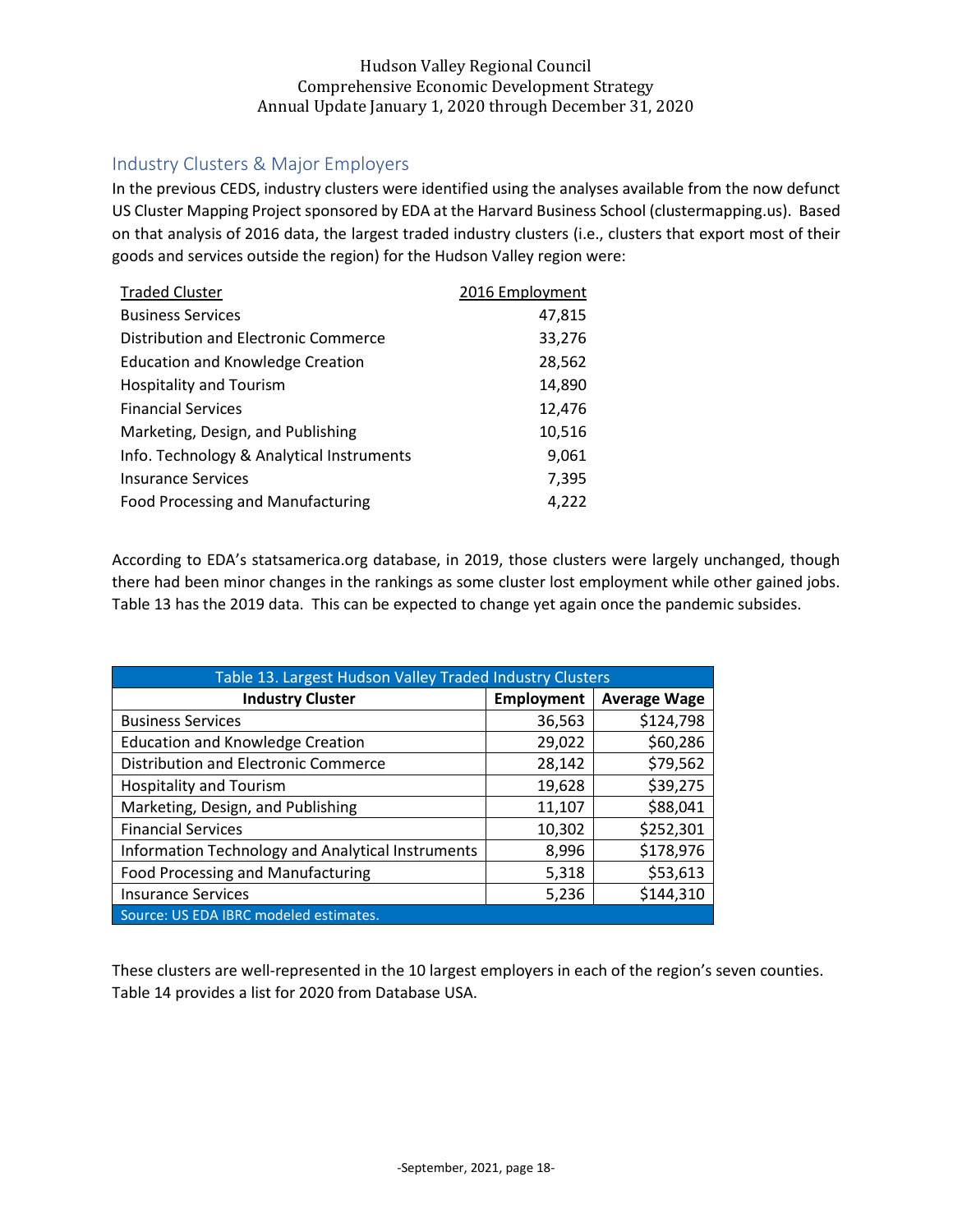## Industry Clusters & Major Employers

In the previous CEDS, industry clusters were identified using the analyses available from the now defunct US Cluster Mapping Project sponsored by EDA at the Harvard Business School (clustermapping.us). Based on that analysis of 2016 data, the largest traded industry clusters (i.e., clusters that export most of their goods and services outside the region) for the Hudson Valley region were:

| Traded Cluster | 2016 Employment |
|---|---:|
| Business Services | 47,815 |
| Distribution and Electronic Commerce | 33,276 |
| Education and Knowledge Creation | 28,562 |
| Hospitality and Tourism | 14,890 |
| Financial Services | 12,476 |
| Marketing, Design, and Publishing | 10,516 |
| Info. Technology & Analytical Instruments | 9,061 |
| Insurance Services | 7,395 |
| Food Processing and Manufacturing | 4,222 |

According to EDA's statsamerica.org database, in 2019, those clusters were largely unchanged, though there had been minor changes in the rankings as some cluster lost employment while other gained jobs. Table 13 has the 2019 data. This can be expected to change yet again once the pandemic subsides.

Table 13. Largest Hudson Valley Traded Industry Clusters

| Industry Cluster | Employment | Average Wage |
|---|---:|---:|
| Business Services | 36,563 | $124,798 |
| Education and Knowledge Creation | 29,022 | $60,286 |
| Distribution and Electronic Commerce | 28,142 | $79,562 |
| Hospitality and Tourism | 19,628 | $39,275 |
| Marketing, Design, and Publishing | 11,107 | $88,041 |
| Financial Services | 10,302 | $252,301 |
| Information Technology and Analytical Instruments | 8,996 | $178,976 |
| Food Processing and Manufacturing | 5,318 | $53,613 |
| Insurance Services | 5,236 | $144,310 |

Source: US EDA IBRC modeled estimates.

These clusters are well-represented in the 10 largest employers in each of the region's seven counties. Table 14 provides a list for 2020 from Database USA.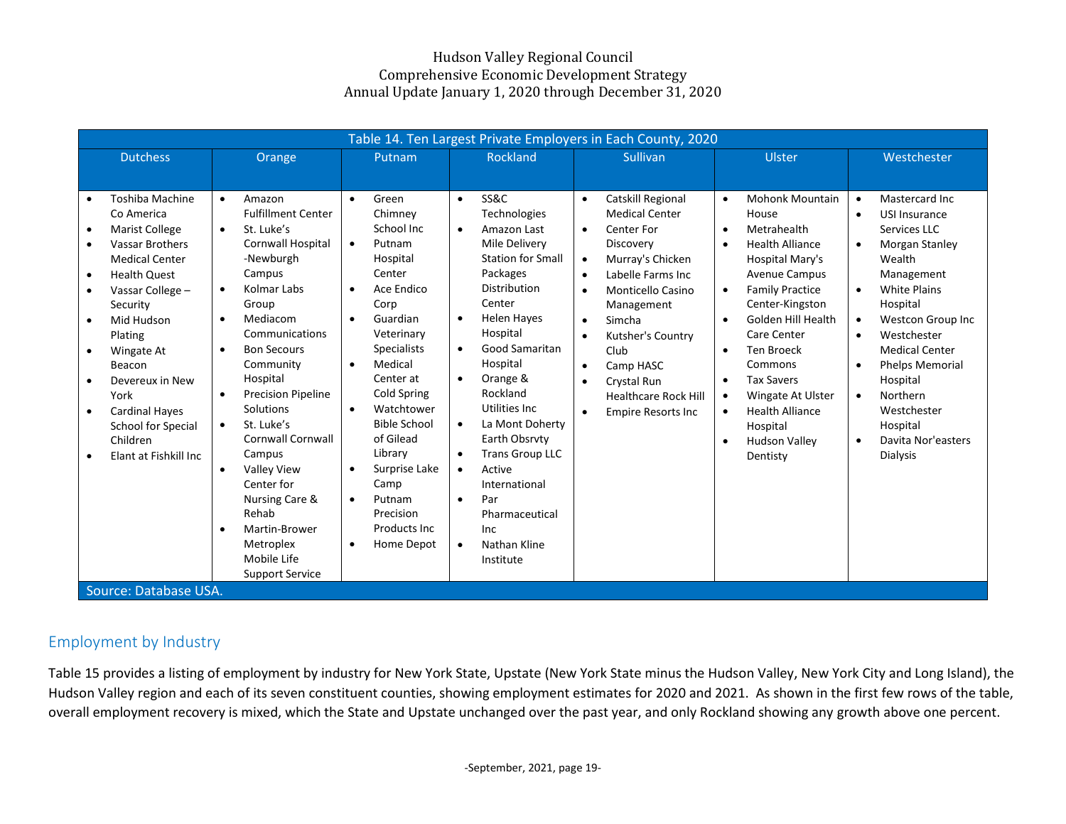| Table 14. Ten Largest Private Employers in Each County, 2020 | | | | | | |
|---|---|---|---|---|---|---|
| **Dutchess** | **Orange** | **Putnam** | **Rockland** | **Sullivan** | **Ulster** | **Westchester** |
| • Toshiba Machine Co America<br>• Marist College<br>• Vassar Brothers Medical Center<br>• Health Quest<br>• Vassar College – Security<br>• Mid Hudson Plating<br>• Wingate At Beacon<br>• Devereux in New York<br>• Cardinal Hayes School for Special Children<br>• Elant at Fishkill Inc | • Amazon Fulfillment Center<br>• St. Luke's Cornwall Hospital -Newburgh Campus<br>• Kolmar Labs Group<br>• Mediacom Communications<br>• Bon Secours Community Hospital<br>• Precision Pipeline Solutions<br>• St. Luke's Cornwall Cornwall Campus<br>• Valley View Center for Nursing Care & Rehab<br>• Martin-Brower Metroplex Mobile Life Support Service | • Green Chimney School Inc<br>• Putnam Hospital Center<br>• Ace Endico Corp<br>• Guardian Veterinary Specialists<br>• Medical Center at Cold Spring<br>• Watchtower Bible School of Gilead Library<br>• Surprise Lake Camp<br>• Putnam Precision Products Inc<br>• Home Depot | • SS&C Technologies<br>• Amazon Last Mile Delivery Station for Small Packages Distribution Center<br>• Helen Hayes Hospital<br>• Good Samaritan Hospital<br>• Orange & Rockland Utilities Inc<br>• La Mont Doherty Earth Obsrvty<br>• Trans Group LLC<br>• Active International<br>• Par Pharmaceutical Inc<br>• Nathan Kline Institute | • Catskill Regional Medical Center<br>• Center For Discovery<br>• Murray's Chicken<br>• Labelle Farms Inc<br>• Monticello Casino Management<br>• Simcha<br>• Kutsher's Country Club<br>• Camp HASC<br>• Crystal Run Healthcare Rock Hill<br>• Empire Resorts Inc | • Mohonk Mountain House<br>• Metrahealth<br>• Health Alliance Hospital Mary's Avenue Campus<br>• Family Practice Center-Kingston<br>• Golden Hill Health Care Center<br>• Ten Broeck Commons<br>• Tax Savers<br>• Wingate At Ulster<br>• Health Alliance Hospital<br>• Hudson Valley Dentisty | • Mastercard Inc<br>• USI Insurance Services LLC<br>• Morgan Stanley Wealth Management<br>• White Plains Hospital<br>• Westcon Group Inc<br>• Westchester Medical Center<br>• Phelps Memorial Hospital<br>• Northern Westchester Hospital<br>• Davita Nor'easters Dialysis |

Source: Database USA.

## Employment by Industry

Table 15 provides a listing of employment by industry for New York State, Upstate (New York State minus the Hudson Valley, New York City and Long Island), the Hudson Valley region and each of its seven constituent counties, showing employment estimates for 2020 and 2021. As shown in the first few rows of the table, overall employment recovery is mixed, which the State and Upstate unchanged over the past year, and only Rockland showing any growth above one percent.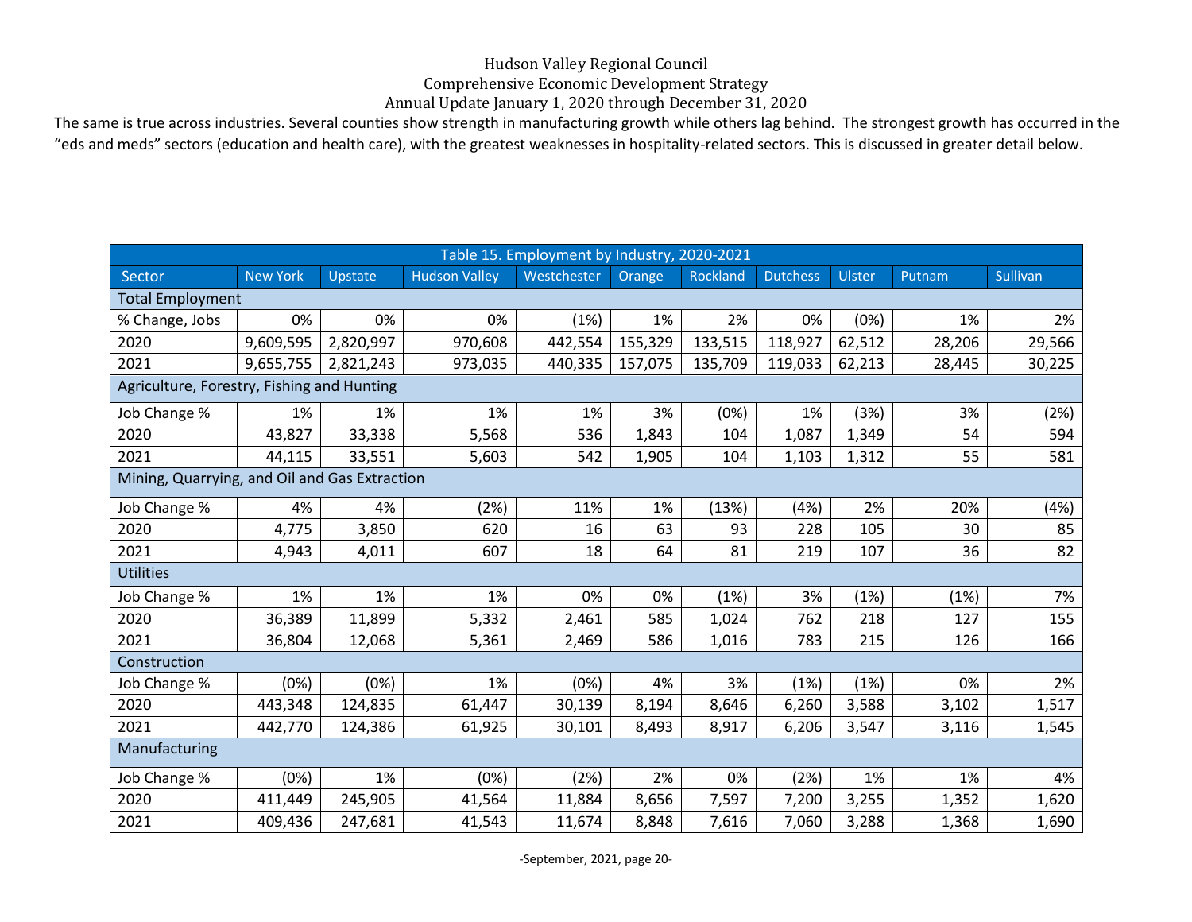The same is true across industries. Several counties show strength in manufacturing growth while others lag behind. The strongest growth has occurred in the "eds and meds" sectors (education and health care), with the greatest weaknesses in hospitality-related sectors. This is discussed in greater detail below.

| Table 15. Employment by Industry, 2020-2021 | | | | | | | | | | |
|---|---|---|---|---|---|---|---|---|---|---|
| Sector | New York | Upstate | Hudson Valley | Westchester | Orange | Rockland | Dutchess | Ulster | Putnam | Sullivan |
| Total Employment | | | | | | | | | | |
| % Change, Jobs | 0% | 0% | 0% | (1%) | 1% | 2% | 0% | (0%) | 1% | 2% |
| 2020 | 9,609,595 | 2,820,997 | 970,608 | 442,554 | 155,329 | 133,515 | 118,927 | 62,512 | 28,206 | 29,566 |
| 2021 | 9,655,755 | 2,821,243 | 973,035 | 440,335 | 157,075 | 135,709 | 119,033 | 62,213 | 28,445 | 30,225 |
| Agriculture, Forestry, Fishing and Hunting | | | | | | | | | | |
| Job Change % | 1% | 1% | 1% | 1% | 3% | (0%) | 1% | (3%) | 3% | (2%) |
| 2020 | 43,827 | 33,338 | 5,568 | 536 | 1,843 | 104 | 1,087 | 1,349 | 54 | 594 |
| 2021 | 44,115 | 33,551 | 5,603 | 542 | 1,905 | 104 | 1,103 | 1,312 | 55 | 581 |
| Mining, Quarrying, and Oil and Gas Extraction | | | | | | | | | | |
| Job Change % | 4% | 4% | (2%) | 11% | 1% | (13%) | (4%) | 2% | 20% | (4%) |
| 2020 | 4,775 | 3,850 | 620 | 16 | 63 | 93 | 228 | 105 | 30 | 85 |
| 2021 | 4,943 | 4,011 | 607 | 18 | 64 | 81 | 219 | 107 | 36 | 82 |
| Utilities | | | | | | | | | | |
| Job Change % | 1% | 1% | 1% | 0% | 0% | (1%) | 3% | (1%) | (1%) | 7% |
| 2020 | 36,389 | 11,899 | 5,332 | 2,461 | 585 | 1,024 | 762 | 218 | 127 | 155 |
| 2021 | 36,804 | 12,068 | 5,361 | 2,469 | 586 | 1,016 | 783 | 215 | 126 | 166 |
| Construction | | | | | | | | | | |
| Job Change % | (0%) | (0%) | 1% | (0%) | 4% | 3% | (1%) | (1%) | 0% | 2% |
| 2020 | 443,348 | 124,835 | 61,447 | 30,139 | 8,194 | 8,646 | 6,260 | 3,588 | 3,102 | 1,517 |
| 2021 | 442,770 | 124,386 | 61,925 | 30,101 | 8,493 | 8,917 | 6,206 | 3,547 | 3,116 | 1,545 |
| Manufacturing | | | | | | | | | | |
| Job Change % | (0%) | 1% | (0%) | (2%) | 2% | 0% | (2%) | 1% | 1% | 4% |
| 2020 | 411,449 | 245,905 | 41,564 | 11,884 | 8,656 | 7,597 | 7,200 | 3,255 | 1,352 | 1,620 |
| 2021 | 409,436 | 247,681 | 41,543 | 11,674 | 8,848 | 7,616 | 7,060 | 3,288 | 1,368 | 1,690 |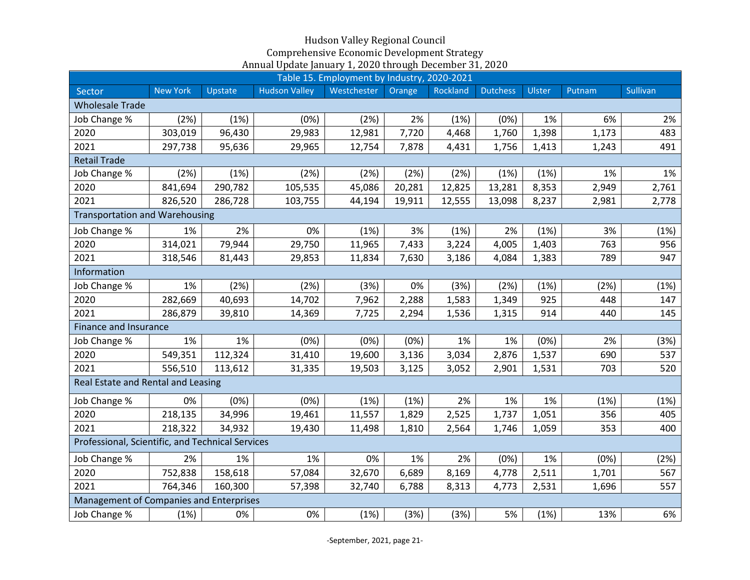Hudson Valley Regional Council
Comprehensive Economic Development Strategy
Annual Update January 1, 2020 through December 31, 2020

| Table 15. Employment by Industry, 2020-2021 | | | | | | | | | | |
|---|---|---|---|---|---|---|---|---|---|---|
| Sector | New York | Upstate | Hudson Valley | Westchester | Orange | Rockland | Dutchess | Ulster | Putnam | Sullivan |
| Wholesale Trade | | | | | | | | | | |
| Job Change % | (2%) | (1%) | (0%) | (2%) | 2% | (1%) | (0%) | 1% | 6% | 2% |
| 2020 | 303,019 | 96,430 | 29,983 | 12,981 | 7,720 | 4,468 | 1,760 | 1,398 | 1,173 | 483 |
| 2021 | 297,738 | 95,636 | 29,965 | 12,754 | 7,878 | 4,431 | 1,756 | 1,413 | 1,243 | 491 |
| Retail Trade | | | | | | | | | | |
| Job Change % | (2%) | (1%) | (2%) | (2%) | (2%) | (2%) | (1%) | (1%) | 1% | 1% |
| 2020 | 841,694 | 290,782 | 105,535 | 45,086 | 20,281 | 12,825 | 13,281 | 8,353 | 2,949 | 2,761 |
| 2021 | 826,520 | 286,728 | 103,755 | 44,194 | 19,911 | 12,555 | 13,098 | 8,237 | 2,981 | 2,778 |
| Transportation and Warehousing | | | | | | | | | | |
| Job Change % | 1% | 2% | 0% | (1%) | 3% | (1%) | 2% | (1%) | 3% | (1%) |
| 2020 | 314,021 | 79,944 | 29,750 | 11,965 | 7,433 | 3,224 | 4,005 | 1,403 | 763 | 956 |
| 2021 | 318,546 | 81,443 | 29,853 | 11,834 | 7,630 | 3,186 | 4,084 | 1,383 | 789 | 947 |
| Information | | | | | | | | | | |
| Job Change % | 1% | (2%) | (2%) | (3%) | 0% | (3%) | (2%) | (1%) | (2%) | (1%) |
| 2020 | 282,669 | 40,693 | 14,702 | 7,962 | 2,288 | 1,583 | 1,349 | 925 | 448 | 147 |
| 2021 | 286,879 | 39,810 | 14,369 | 7,725 | 2,294 | 1,536 | 1,315 | 914 | 440 | 145 |
| Finance and Insurance | | | | | | | | | | |
| Job Change % | 1% | 1% | (0%) | (0%) | (0%) | 1% | 1% | (0%) | 2% | (3%) |
| 2020 | 549,351 | 112,324 | 31,410 | 19,600 | 3,136 | 3,034 | 2,876 | 1,537 | 690 | 537 |
| 2021 | 556,510 | 113,612 | 31,335 | 19,503 | 3,125 | 3,052 | 2,901 | 1,531 | 703 | 520 |
| Real Estate and Rental and Leasing | | | | | | | | | | |
| Job Change % | 0% | (0%) | (0%) | (1%) | (1%) | 2% | 1% | 1% | (1%) | (1%) |
| 2020 | 218,135 | 34,996 | 19,461 | 11,557 | 1,829 | 2,525 | 1,737 | 1,051 | 356 | 405 |
| 2021 | 218,322 | 34,932 | 19,430 | 11,498 | 1,810 | 2,564 | 1,746 | 1,059 | 353 | 400 |
| Professional, Scientific, and Technical Services | | | | | | | | | | |
| Job Change % | 2% | 1% | 1% | 0% | 1% | 2% | (0%) | 1% | (0%) | (2%) |
| 2020 | 752,838 | 158,618 | 57,084 | 32,670 | 6,689 | 8,169 | 4,778 | 2,511 | 1,701 | 567 |
| 2021 | 764,346 | 160,300 | 57,398 | 32,740 | 6,788 | 8,313 | 4,773 | 2,531 | 1,696 | 557 |
| Management of Companies and Enterprises | | | | | | | | | | |
| Job Change % | (1%) | 0% | 0% | (1%) | (3%) | (3%) | 5% | (1%) | 13% | 6% |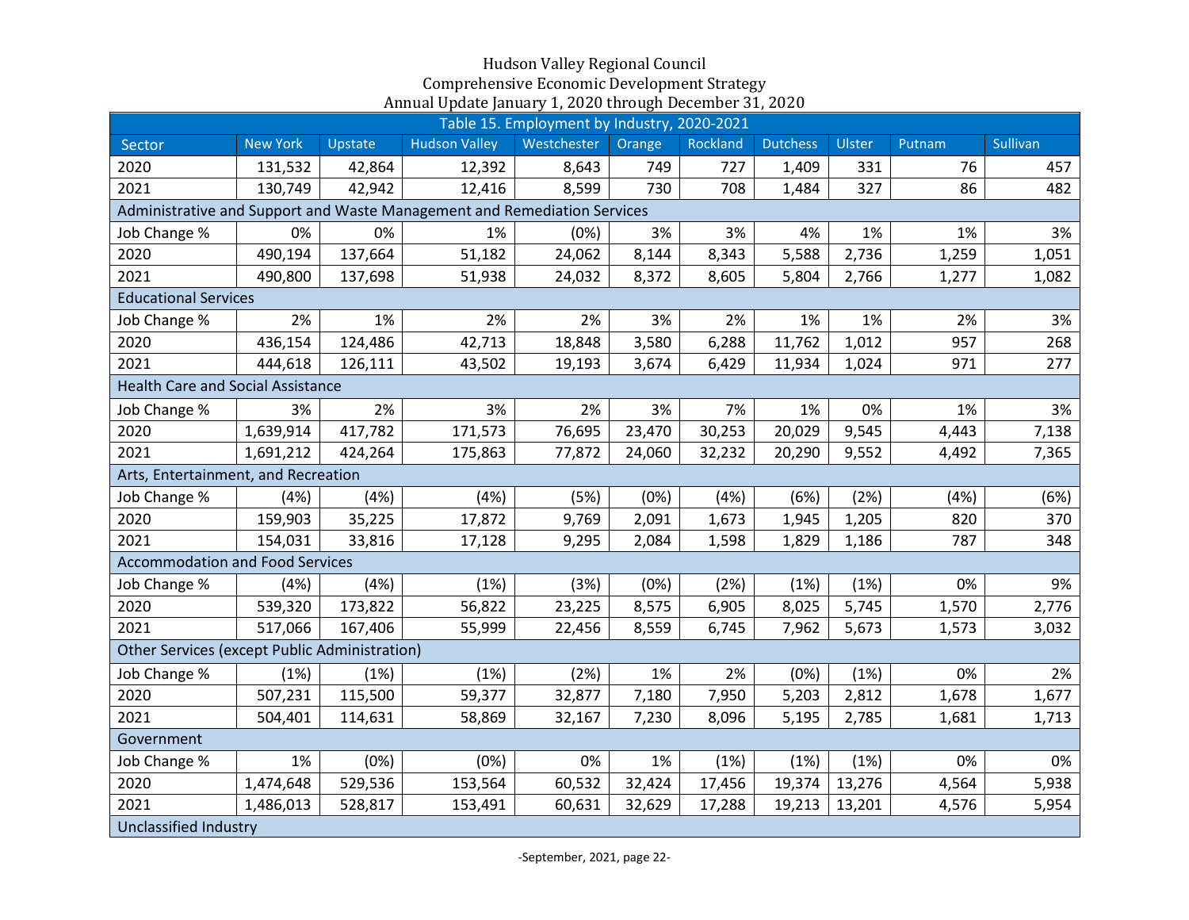Hudson Valley Regional Council
Comprehensive Economic Development Strategy
Annual Update January 1, 2020 through December 31, 2020

| Table 15. Employment by Industry, 2020-2021 | | | | | | | | | | |
|---|---|---|---|---|---|---|---|---|---|---|
| Sector | New York | Upstate | Hudson Valley | Westchester | Orange | Rockland | Dutchess | Ulster | Putnam | Sullivan |
| 2020 | 131,532 | 42,864 | 12,392 | 8,643 | 749 | 727 | 1,409 | 331 | 76 | 457 |
| 2021 | 130,749 | 42,942 | 12,416 | 8,599 | 730 | 708 | 1,484 | 327 | 86 | 482 |
| Administrative and Support and Waste Management and Remediation Services | | | | | | | | | | |
| Job Change % | 0% | 0% | 1% | (0%) | 3% | 3% | 4% | 1% | 1% | 3% |
| 2020 | 490,194 | 137,664 | 51,182 | 24,062 | 8,144 | 8,343 | 5,588 | 2,736 | 1,259 | 1,051 |
| 2021 | 490,800 | 137,698 | 51,938 | 24,032 | 8,372 | 8,605 | 5,804 | 2,766 | 1,277 | 1,082 |
| Educational Services | | | | | | | | | | |
| Job Change % | 2% | 1% | 2% | 2% | 3% | 2% | 1% | 1% | 2% | 3% |
| 2020 | 436,154 | 124,486 | 42,713 | 18,848 | 3,580 | 6,288 | 11,762 | 1,012 | 957 | 268 |
| 2021 | 444,618 | 126,111 | 43,502 | 19,193 | 3,674 | 6,429 | 11,934 | 1,024 | 971 | 277 |
| Health Care and Social Assistance | | | | | | | | | | |
| Job Change % | 3% | 2% | 3% | 2% | 3% | 7% | 1% | 0% | 1% | 3% |
| 2020 | 1,639,914 | 417,782 | 171,573 | 76,695 | 23,470 | 30,253 | 20,029 | 9,545 | 4,443 | 7,138 |
| 2021 | 1,691,212 | 424,264 | 175,863 | 77,872 | 24,060 | 32,232 | 20,290 | 9,552 | 4,492 | 7,365 |
| Arts, Entertainment, and Recreation | | | | | | | | | | |
| Job Change % | (4%) | (4%) | (4%) | (5%) | (0%) | (4%) | (6%) | (2%) | (4%) | (6%) |
| 2020 | 159,903 | 35,225 | 17,872 | 9,769 | 2,091 | 1,673 | 1,945 | 1,205 | 820 | 370 |
| 2021 | 154,031 | 33,816 | 17,128 | 9,295 | 2,084 | 1,598 | 1,829 | 1,186 | 787 | 348 |
| Accommodation and Food Services | | | | | | | | | | |
| Job Change % | (4%) | (4%) | (1%) | (3%) | (0%) | (2%) | (1%) | (1%) | 0% | 9% |
| 2020 | 539,320 | 173,822 | 56,822 | 23,225 | 8,575 | 6,905 | 8,025 | 5,745 | 1,570 | 2,776 |
| 2021 | 517,066 | 167,406 | 55,999 | 22,456 | 8,559 | 6,745 | 7,962 | 5,673 | 1,573 | 3,032 |
| Other Services (except Public Administration) | | | | | | | | | | |
| Job Change % | (1%) | (1%) | (1%) | (2%) | 1% | 2% | (0%) | (1%) | 0% | 2% |
| 2020 | 507,231 | 115,500 | 59,377 | 32,877 | 7,180 | 7,950 | 5,203 | 2,812 | 1,678 | 1,677 |
| 2021 | 504,401 | 114,631 | 58,869 | 32,167 | 7,230 | 8,096 | 5,195 | 2,785 | 1,681 | 1,713 |
| Government | | | | | | | | | | |
| Job Change % | 1% | (0%) | (0%) | 0% | 1% | (1%) | (1%) | (1%) | 0% | 0% |
| 2020 | 1,474,648 | 529,536 | 153,564 | 60,532 | 32,424 | 17,456 | 19,374 | 13,276 | 4,564 | 5,938 |
| 2021 | 1,486,013 | 528,817 | 153,491 | 60,631 | 32,629 | 17,288 | 19,213 | 13,201 | 4,576 | 5,954 |
| Unclassified Industry | | | | | | | | | | |

-September, 2021, page 22-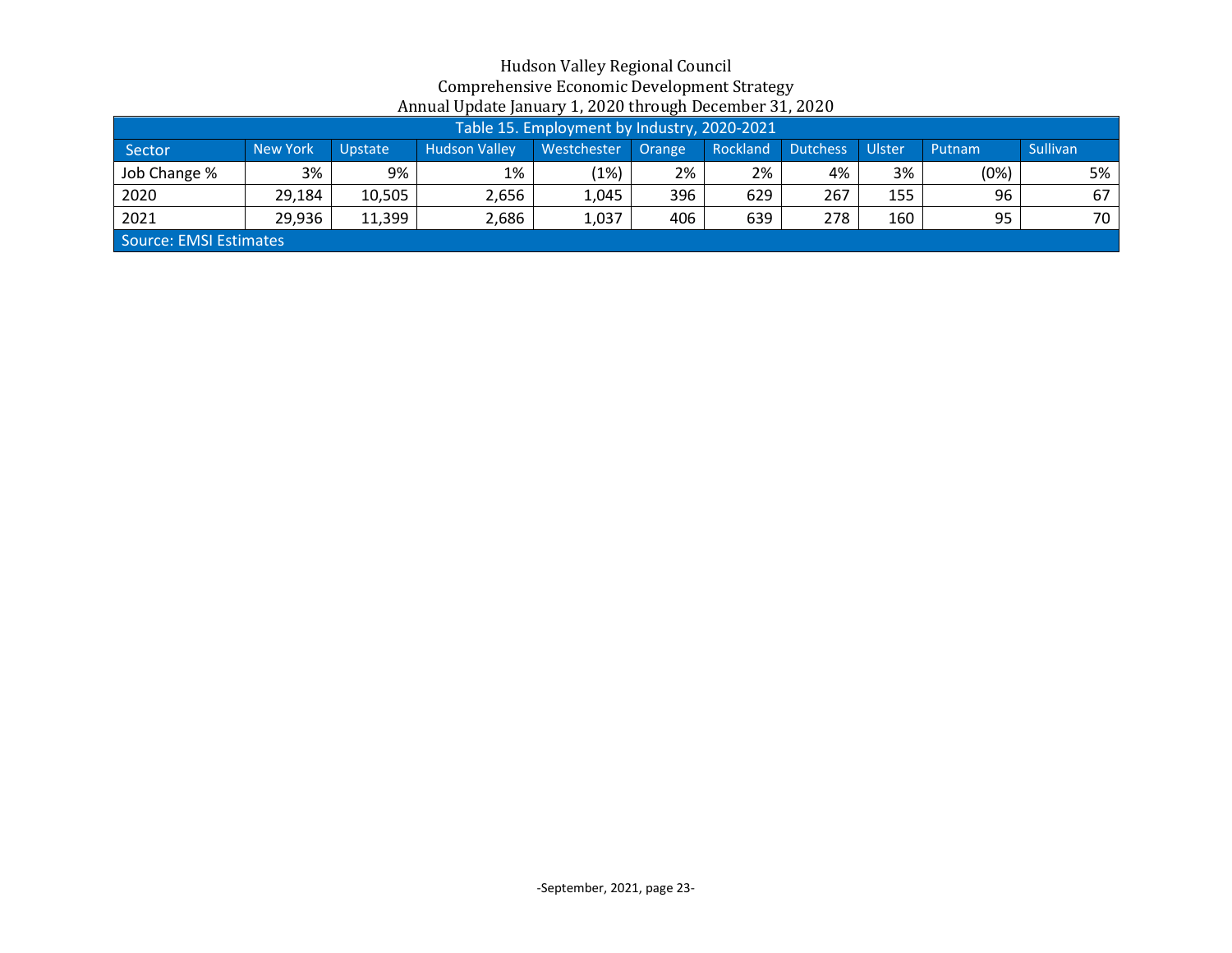Hudson Valley Regional Council
Comprehensive Economic Development Strategy
Annual Update January 1, 2020 through December 31, 2020

| Table 15. Employment by Industry, 2020-2021 | | | | | | | | | | |
|---|---|---|---|---|---|---|---|---|---|---|
| Sector | New York | Upstate | Hudson Valley | Westchester | Orange | Rockland | Dutchess | Ulster | Putnam | Sullivan |
| Job Change % | 3% | 9% | 1% | (1%) | 2% | 2% | 4% | 3% | (0%) | 5% |
| 2020 | 29,184 | 10,505 | 2,656 | 1,045 | 396 | 629 | 267 | 155 | 96 | 67 |
| 2021 | 29,936 | 11,399 | 2,686 | 1,037 | 406 | 639 | 278 | 160 | 95 | 70 |
| Source: EMSI Estimates | | | | | | | | | | |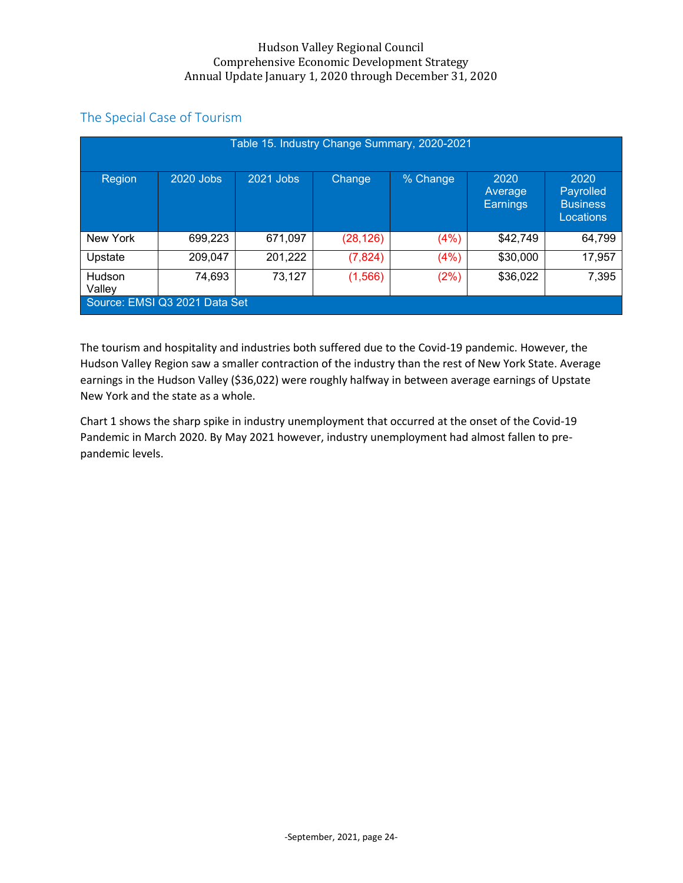## The Special Case of Tourism

| Table 15. Industry Change Summary, 2020-2021 | | | | | | |
|---|---|---|---|---|---|---|
| Region | 2020 Jobs | 2021 Jobs | Change | % Change | 2020 Average Earnings | 2020 Payrolled Business Locations |
| New York | 699,223 | 671,097 | (28,126) | (4%) | $42,749 | 64,799 |
| Upstate | 209,047 | 201,222 | (7,824) | (4%) | $30,000 | 17,957 |
| Hudson Valley | 74,693 | 73,127 | (1,566) | (2%) | $36,022 | 7,395 |
| Source: EMSI Q3 2021 Data Set | | | | | | |

The tourism and hospitality and industries both suffered due to the Covid-19 pandemic. However, the Hudson Valley Region saw a smaller contraction of the industry than the rest of New York State. Average earnings in the Hudson Valley ($36,022) were roughly halfway in between average earnings of Upstate New York and the state as a whole.

Chart 1 shows the sharp spike in industry unemployment that occurred at the onset of the Covid-19 Pandemic in March 2020. By May 2021 however, industry unemployment had almost fallen to pre-pandemic levels.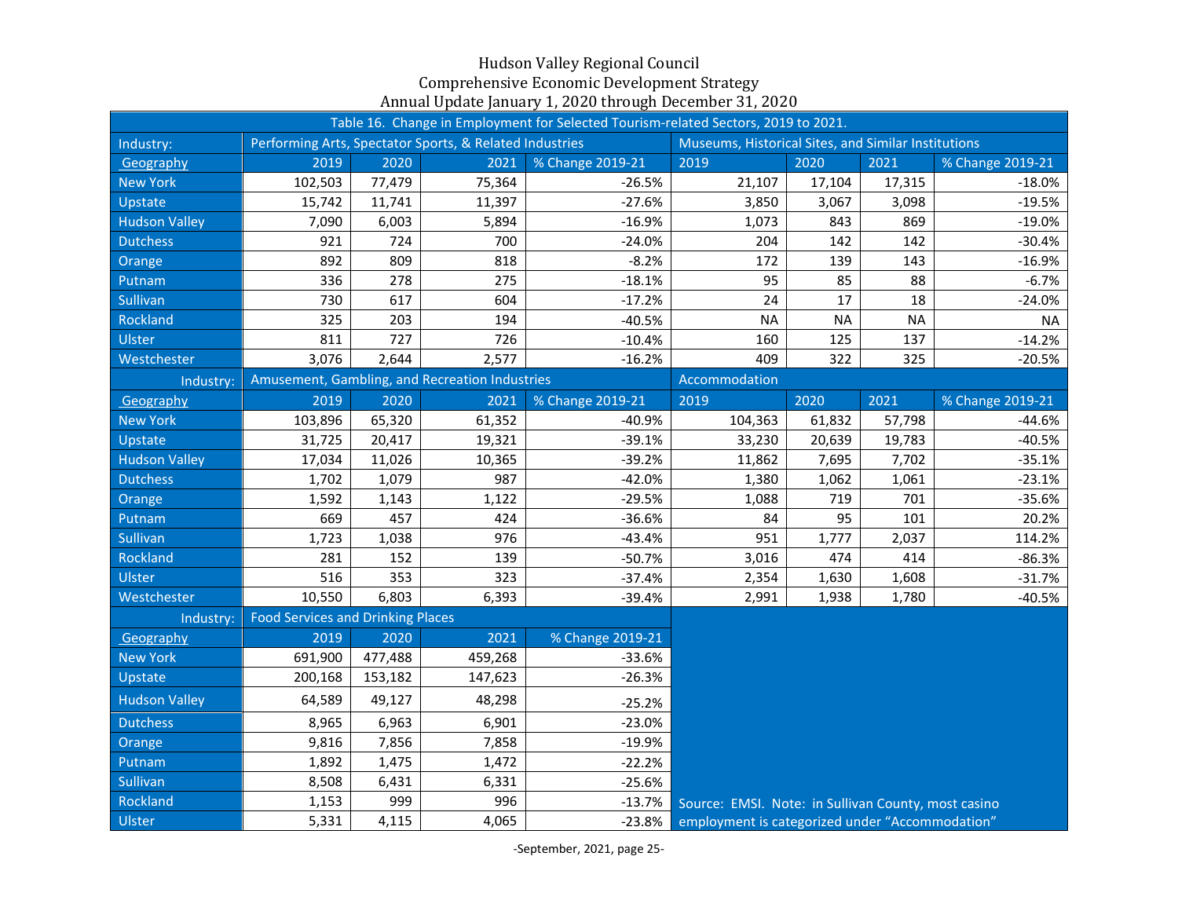Hudson Valley Regional Council
Comprehensive Economic Development Strategy
Annual Update January 1, 2020 through December 31, 2020

**Table 16. Change in Employment for Selected Tourism-related Sectors, 2019 to 2021.**

| Industry: | Performing Arts, Spectator Sports, & Related Industries | | | | Museums, Historical Sites, and Similar Institutions | | | |
|---|---|---|---|---|---|---|---|---|
| Geography | 2019 | 2020 | 2021 | % Change 2019-21 | 2019 | 2020 | 2021 | % Change 2019-21 |
| New York | 102,503 | 77,479 | 75,364 | -26.5% | 21,107 | 17,104 | 17,315 | -18.0% |
| Upstate | 15,742 | 11,741 | 11,397 | -27.6% | 3,850 | 3,067 | 3,098 | -19.5% |
| Hudson Valley | 7,090 | 6,003 | 5,894 | -16.9% | 1,073 | 843 | 869 | -19.0% |
| Dutchess | 921 | 724 | 700 | -24.0% | 204 | 142 | 142 | -30.4% |
| Orange | 892 | 809 | 818 | -8.2% | 172 | 139 | 143 | -16.9% |
| Putnam | 336 | 278 | 275 | -18.1% | 95 | 85 | 88 | -6.7% |
| Sullivan | 730 | 617 | 604 | -17.2% | 24 | 17 | 18 | -24.0% |
| Rockland | 325 | 203 | 194 | -40.5% | NA | NA | NA | NA |
| Ulster | 811 | 727 | 726 | -10.4% | 160 | 125 | 137 | -14.2% |
| Westchester | 3,076 | 2,644 | 2,577 | -16.2% | 409 | 322 | 325 | -20.5% |
| Industry: | Amusement, Gambling, and Recreation Industries | | | | Accommodation | | | |
| Geography | 2019 | 2020 | 2021 | % Change 2019-21 | 2019 | 2020 | 2021 | % Change 2019-21 |
| New York | 103,896 | 65,320 | 61,352 | -40.9% | 104,363 | 61,832 | 57,798 | -44.6% |
| Upstate | 31,725 | 20,417 | 19,321 | -39.1% | 33,230 | 20,639 | 19,783 | -40.5% |
| Hudson Valley | 17,034 | 11,026 | 10,365 | -39.2% | 11,862 | 7,695 | 7,702 | -35.1% |
| Dutchess | 1,702 | 1,079 | 987 | -42.0% | 1,380 | 1,062 | 1,061 | -23.1% |
| Orange | 1,592 | 1,143 | 1,122 | -29.5% | 1,088 | 719 | 701 | -35.6% |
| Putnam | 669 | 457 | 424 | -36.6% | 84 | 95 | 101 | 20.2% |
| Sullivan | 1,723 | 1,038 | 976 | -43.4% | 951 | 1,777 | 2,037 | 114.2% |
| Rockland | 281 | 152 | 139 | -50.7% | 3,016 | 474 | 414 | -86.3% |
| Ulster | 516 | 353 | 323 | -37.4% | 2,354 | 1,630 | 1,608 | -31.7% |
| Westchester | 10,550 | 6,803 | 6,393 | -39.4% | 2,991 | 1,938 | 1,780 | -40.5% |
| Industry: | Food Services and Drinking Places | | | | | | | |
| Geography | 2019 | 2020 | 2021 | % Change 2019-21 | | | | |
| New York | 691,900 | 477,488 | 459,268 | -33.6% | | | | |
| Upstate | 200,168 | 153,182 | 147,623 | -26.3% | | | | |
| Hudson Valley | 64,589 | 49,127 | 48,298 | -25.2% | | | | |
| Dutchess | 8,965 | 6,963 | 6,901 | -23.0% | | | | |
| Orange | 9,816 | 7,856 | 7,858 | -19.9% | | | | |
| Putnam | 1,892 | 1,475 | 1,472 | -22.2% | | | | |
| Sullivan | 8,508 | 6,431 | 6,331 | -25.6% | | | | |
| Rockland | 1,153 | 999 | 996 | -13.7% | | | | |
| Ulster | 5,331 | 4,115 | 4,065 | -23.8% | | | | |

Source: EMSI. Note: in Sullivan County, most casino employment is categorized under "Accommodation"

-September, 2021, page 25-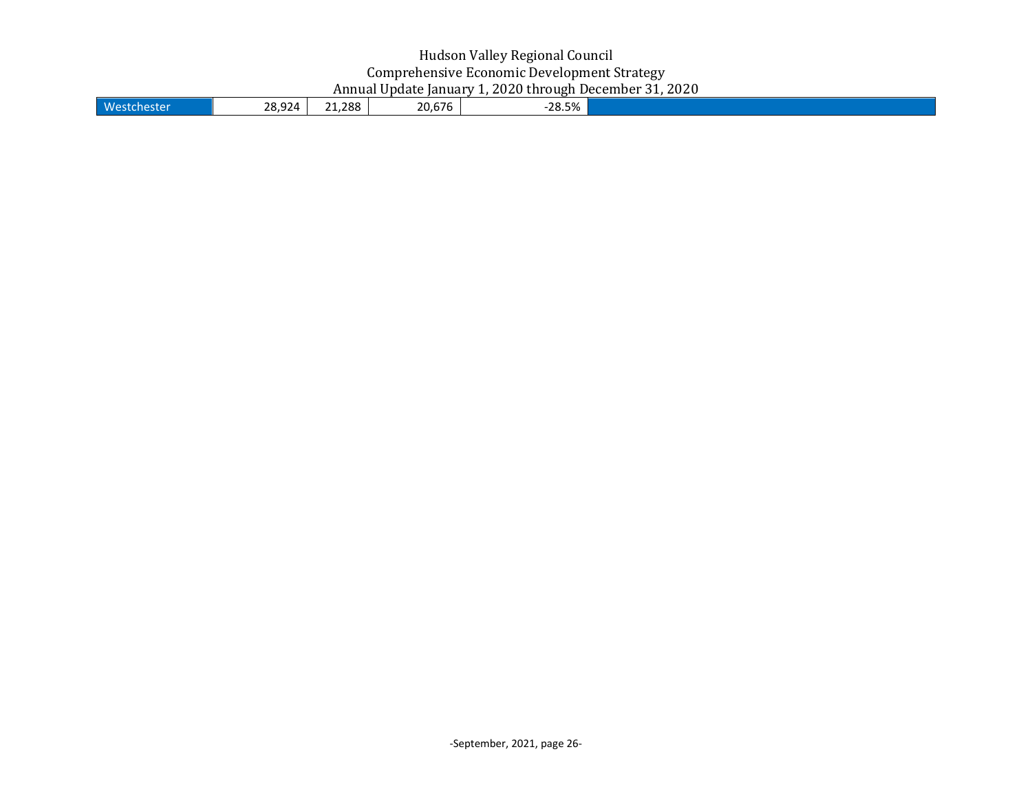| Westchester | 28,924 | 21,288 | 20,676 | -28.5% | |
| --- | --- | --- | --- | --- | --- |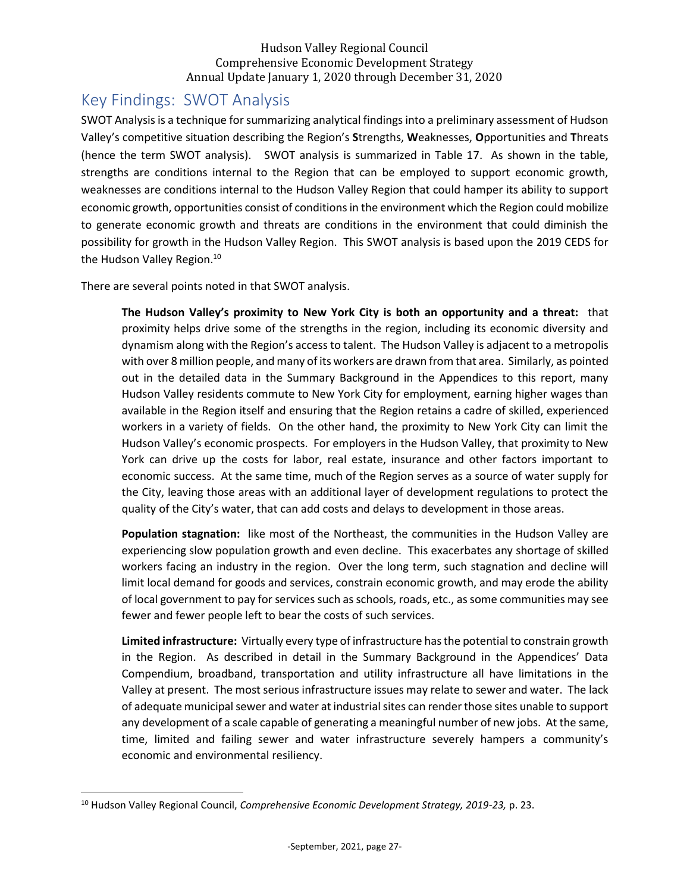## Key Findings: SWOT Analysis

SWOT Analysis is a technique for summarizing analytical findings into a preliminary assessment of Hudson Valley's competitive situation describing the Region's **S**trengths, **W**eaknesses, **O**pportunities and **T**hreats (hence the term SWOT analysis). SWOT analysis is summarized in Table 17. As shown in the table, strengths are conditions internal to the Region that can be employed to support economic growth, weaknesses are conditions internal to the Hudson Valley Region that could hamper its ability to support economic growth, opportunities consist of conditions in the environment which the Region could mobilize to generate economic growth and threats are conditions in the environment that could diminish the possibility for growth in the Hudson Valley Region. This SWOT analysis is based upon the 2019 CEDS for the Hudson Valley Region.[10]

There are several points noted in that SWOT analysis.

> **The Hudson Valley's proximity to New York City is both an opportunity and a threat:** that proximity helps drive some of the strengths in the region, including its economic diversity and dynamism along with the Region's access to talent. The Hudson Valley is adjacent to a metropolis with over 8 million people, and many of its workers are drawn from that area. Similarly, as pointed out in the detailed data in the Summary Background in the Appendices to this report, many Hudson Valley residents commute to New York City for employment, earning higher wages than available in the Region itself and ensuring that the Region retains a cadre of skilled, experienced workers in a variety of fields. On the other hand, the proximity to New York City can limit the Hudson Valley's economic prospects. For employers in the Hudson Valley, that proximity to New York can drive up the costs for labor, real estate, insurance and other factors important to economic success. At the same time, much of the Region serves as a source of water supply for the City, leaving those areas with an additional layer of development regulations to protect the quality of the City's water, that can add costs and delays to development in those areas.
>
> **Population stagnation:** like most of the Northeast, the communities in the Hudson Valley are experiencing slow population growth and even decline. This exacerbates any shortage of skilled workers facing an industry in the region. Over the long term, such stagnation and decline will limit local demand for goods and services, constrain economic growth, and may erode the ability of local government to pay for services such as schools, roads, etc., as some communities may see fewer and fewer people left to bear the costs of such services.
>
> **Limited infrastructure:** Virtually every type of infrastructure has the potential to constrain growth in the Region. As described in detail in the Summary Background in the Appendices' Data Compendium, broadband, transportation and utility infrastructure all have limitations in the Valley at present. The most serious infrastructure issues may relate to sewer and water. The lack of adequate municipal sewer and water at industrial sites can render those sites unable to support any development of a scale capable of generating a meaningful number of new jobs. At the same, time, limited and failing sewer and water infrastructure severely hampers a community's economic and environmental resiliency.

[10] Hudson Valley Regional Council, *Comprehensive Economic Development Strategy, 2019-23,* p. 23.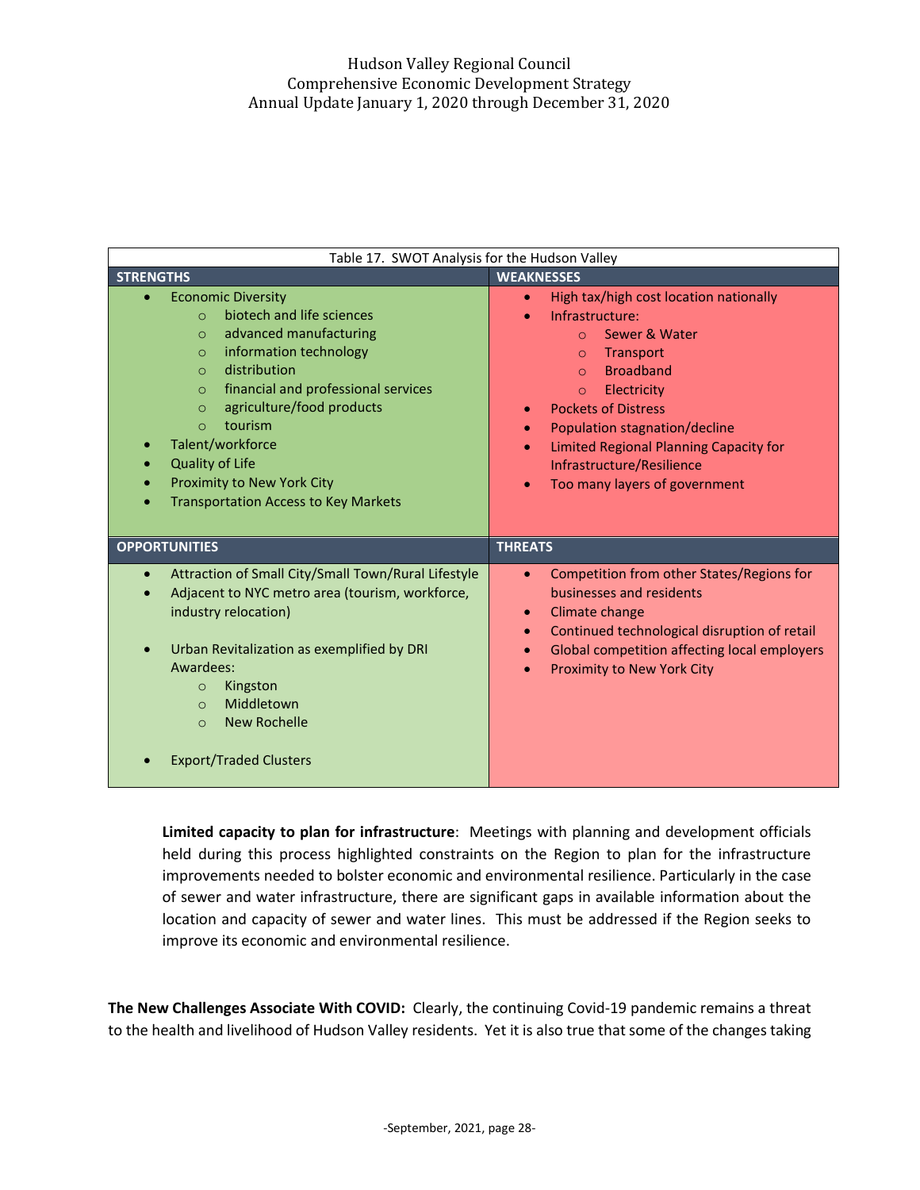Table 17. SWOT Analysis for the Hudson Valley

| STRENGTHS | WEAKNESSES |
| --- | --- |
| • Economic Diversity<br>  ○ biotech and life sciences<br>  ○ advanced manufacturing<br>  ○ information technology<br>  ○ distribution<br>  ○ financial and professional services<br>  ○ agriculture/food products<br>  ○ tourism<br>• Talent/workforce<br>• Quality of Life<br>• Proximity to New York City<br>• Transportation Access to Key Markets | • High tax/high cost location nationally<br>• Infrastructure:<br>  ○ Sewer & Water<br>  ○ Transport<br>  ○ Broadband<br>  ○ Electricity<br>• Pockets of Distress<br>• Population stagnation/decline<br>• Limited Regional Planning Capacity for Infrastructure/Resilience<br>• Too many layers of government |
| **OPPORTUNITIES** | **THREATS** |
| • Attraction of Small City/Small Town/Rural Lifestyle<br>• Adjacent to NYC metro area (tourism, workforce, industry relocation)<br>• Urban Revitalization as exemplified by DRI Awardees:<br>  ○ Kingston<br>  ○ Middletown<br>  ○ New Rochelle<br>• Export/Traded Clusters | • Competition from other States/Regions for businesses and residents<br>• Climate change<br>• Continued technological disruption of retail<br>• Global competition affecting local employers<br>• Proximity to New York City |

**Limited capacity to plan for infrastructure**: Meetings with planning and development officials held during this process highlighted constraints on the Region to plan for the infrastructure improvements needed to bolster economic and environmental resilience. Particularly in the case of sewer and water infrastructure, there are significant gaps in available information about the location and capacity of sewer and water lines. This must be addressed if the Region seeks to improve its economic and environmental resilience.

**The New Challenges Associate With COVID:** Clearly, the continuing Covid-19 pandemic remains a threat to the health and livelihood of Hudson Valley residents. Yet it is also true that some of the changes taking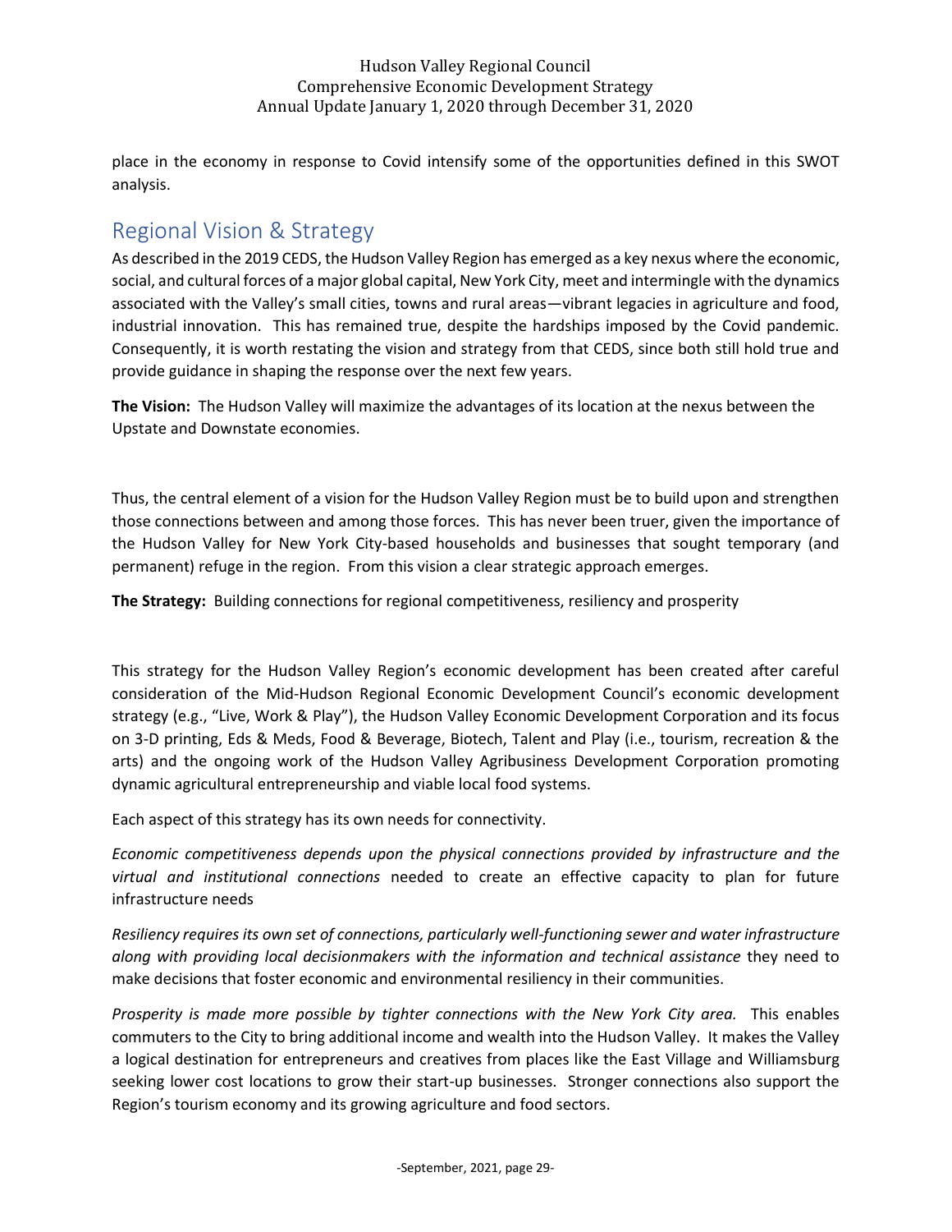place in the economy in response to Covid intensify some of the opportunities defined in this SWOT analysis.

## Regional Vision & Strategy

As described in the 2019 CEDS, the Hudson Valley Region has emerged as a key nexus where the economic, social, and cultural forces of a major global capital, New York City, meet and intermingle with the dynamics associated with the Valley's small cities, towns and rural areas—vibrant legacies in agriculture and food, industrial innovation. This has remained true, despite the hardships imposed by the Covid pandemic. Consequently, it is worth restating the vision and strategy from that CEDS, since both still hold true and provide guidance in shaping the response over the next few years.

**The Vision:** The Hudson Valley will maximize the advantages of its location at the nexus between the Upstate and Downstate economies.

Thus, the central element of a vision for the Hudson Valley Region must be to build upon and strengthen those connections between and among those forces. This has never been truer, given the importance of the Hudson Valley for New York City-based households and businesses that sought temporary (and permanent) refuge in the region. From this vision a clear strategic approach emerges.

**The Strategy:** Building connections for regional competitiveness, resiliency and prosperity

This strategy for the Hudson Valley Region's economic development has been created after careful consideration of the Mid-Hudson Regional Economic Development Council's economic development strategy (e.g., "Live, Work & Play"), the Hudson Valley Economic Development Corporation and its focus on 3-D printing, Eds & Meds, Food & Beverage, Biotech, Talent and Play (i.e., tourism, recreation & the arts) and the ongoing work of the Hudson Valley Agribusiness Development Corporation promoting dynamic agricultural entrepreneurship and viable local food systems.

Each aspect of this strategy has its own needs for connectivity.

*Economic competitiveness depends upon the physical connections provided by infrastructure and the virtual and institutional connections* needed to create an effective capacity to plan for future infrastructure needs

*Resiliency requires its own set of connections, particularly well-functioning sewer and water infrastructure along with providing local decisionmakers with the information and technical assistance* they need to make decisions that foster economic and environmental resiliency in their communities.

*Prosperity is made more possible by tighter connections with the New York City area.* This enables commuters to the City to bring additional income and wealth into the Hudson Valley. It makes the Valley a logical destination for entrepreneurs and creatives from places like the East Village and Williamsburg seeking lower cost locations to grow their start-up businesses. Stronger connections also support the Region's tourism economy and its growing agriculture and food sectors.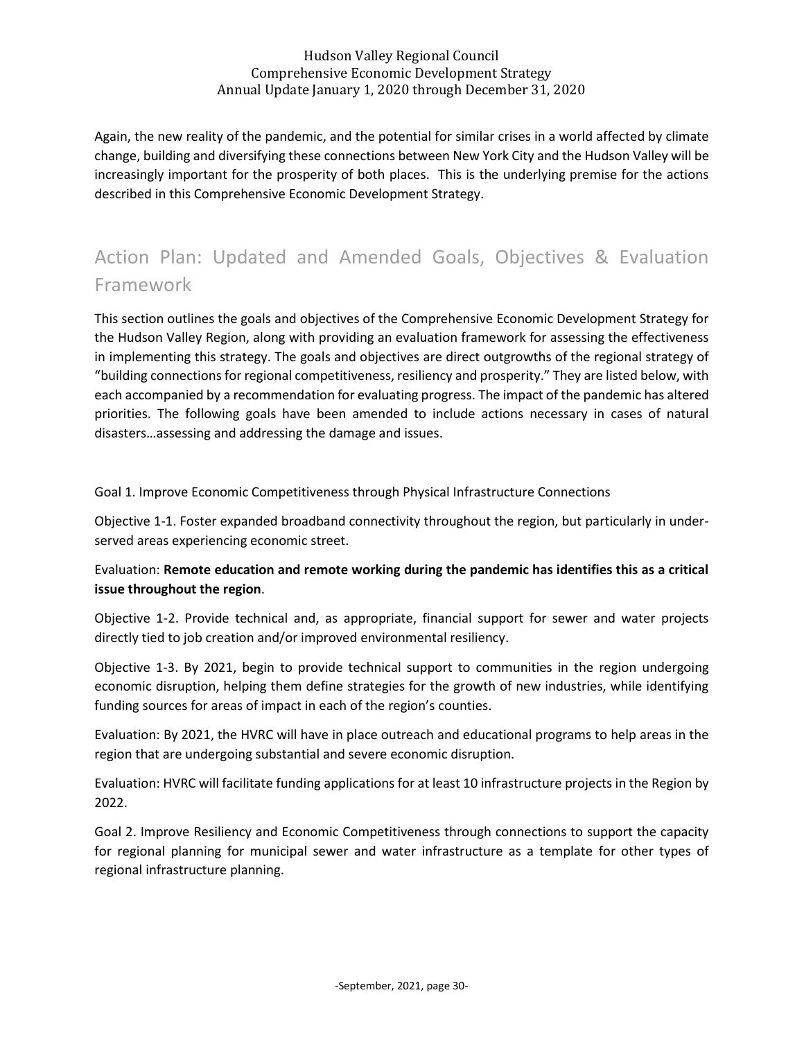Again, the new reality of the pandemic, and the potential for similar crises in a world affected by climate change, building and diversifying these connections between New York City and the Hudson Valley will be increasingly important for the prosperity of both places. This is the underlying premise for the actions described in this Comprehensive Economic Development Strategy.

## Action Plan: Updated and Amended Goals, Objectives & Evaluation Framework

This section outlines the goals and objectives of the Comprehensive Economic Development Strategy for the Hudson Valley Region, along with providing an evaluation framework for assessing the effectiveness in implementing this strategy. The goals and objectives are direct outgrowths of the regional strategy of "building connections for regional competitiveness, resiliency and prosperity." They are listed below, with each accompanied by a recommendation for evaluating progress. The impact of the pandemic has altered priorities. The following goals have been amended to include actions necessary in cases of natural disasters…assessing and addressing the damage and issues.

Goal 1. Improve Economic Competitiveness through Physical Infrastructure Connections

Objective 1-1. Foster expanded broadband connectivity throughout the region, but particularly in under-served areas experiencing economic street.

Evaluation: **Remote education and remote working during the pandemic has identifies this as a critical issue throughout the region**.

Objective 1-2. Provide technical and, as appropriate, financial support for sewer and water projects directly tied to job creation and/or improved environmental resiliency.

Objective 1-3. By 2021, begin to provide technical support to communities in the region undergoing economic disruption, helping them define strategies for the growth of new industries, while identifying funding sources for areas of impact in each of the region's counties.

Evaluation: By 2021, the HVRC will have in place outreach and educational programs to help areas in the region that are undergoing substantial and severe economic disruption.

Evaluation: HVRC will facilitate funding applications for at least 10 infrastructure projects in the Region by 2022.

Goal 2. Improve Resiliency and Economic Competitiveness through connections to support the capacity for regional planning for municipal sewer and water infrastructure as a template for other types of regional infrastructure planning.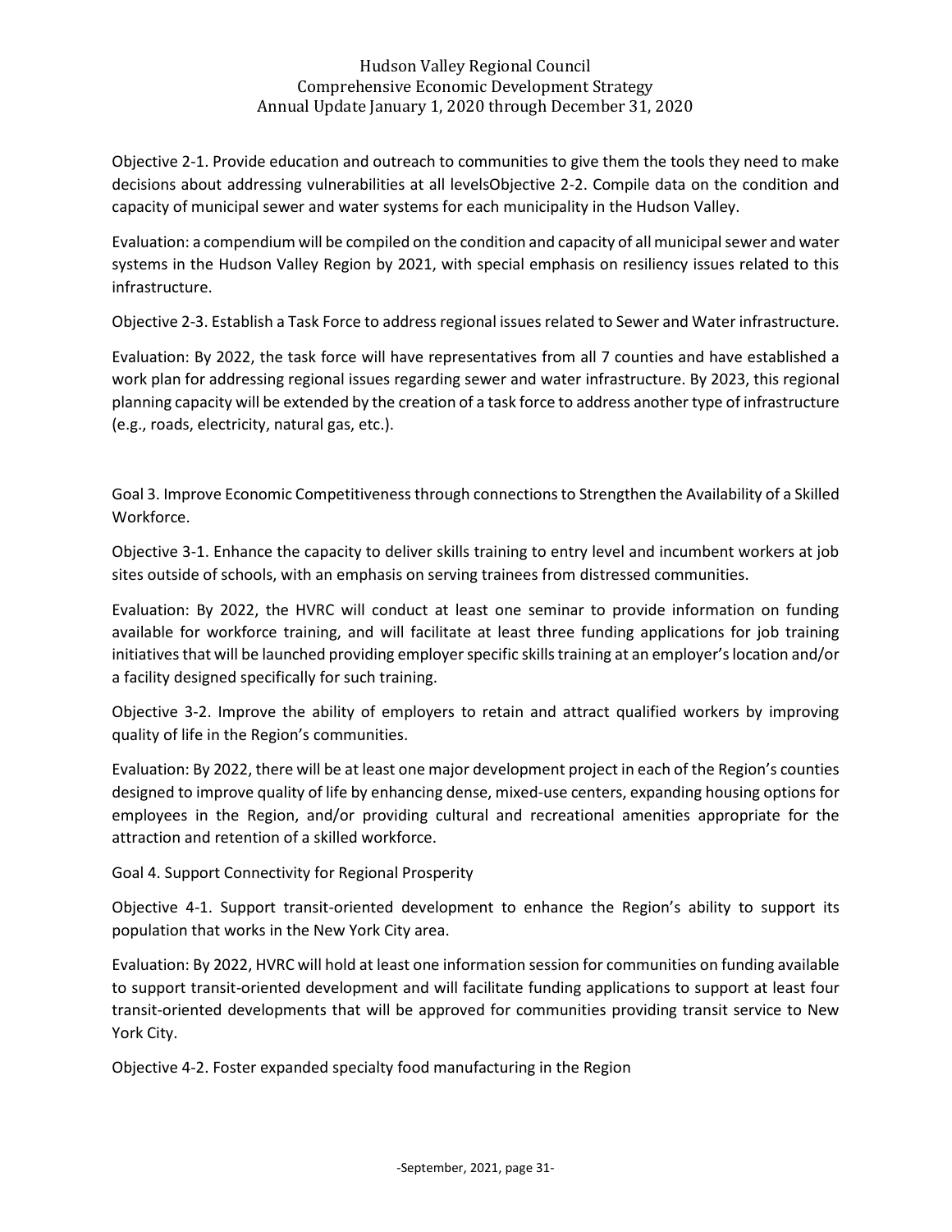Objective 2-1. Provide education and outreach to communities to give them the tools they need to make decisions about addressing vulnerabilities at all levelsObjective 2-2. Compile data on the condition and capacity of municipal sewer and water systems for each municipality in the Hudson Valley.

Evaluation: a compendium will be compiled on the condition and capacity of all municipal sewer and water systems in the Hudson Valley Region by 2021, with special emphasis on resiliency issues related to this infrastructure.

Objective 2-3. Establish a Task Force to address regional issues related to Sewer and Water infrastructure.

Evaluation: By 2022, the task force will have representatives from all 7 counties and have established a work plan for addressing regional issues regarding sewer and water infrastructure. By 2023, this regional planning capacity will be extended by the creation of a task force to address another type of infrastructure (e.g., roads, electricity, natural gas, etc.).

Goal 3. Improve Economic Competitiveness through connections to Strengthen the Availability of a Skilled Workforce.

Objective 3-1. Enhance the capacity to deliver skills training to entry level and incumbent workers at job sites outside of schools, with an emphasis on serving trainees from distressed communities.

Evaluation: By 2022, the HVRC will conduct at least one seminar to provide information on funding available for workforce training, and will facilitate at least three funding applications for job training initiatives that will be launched providing employer specific skills training at an employer's location and/or a facility designed specifically for such training.

Objective 3-2. Improve the ability of employers to retain and attract qualified workers by improving quality of life in the Region's communities.

Evaluation: By 2022, there will be at least one major development project in each of the Region's counties designed to improve quality of life by enhancing dense, mixed-use centers, expanding housing options for employees in the Region, and/or providing cultural and recreational amenities appropriate for the attraction and retention of a skilled workforce.

Goal 4. Support Connectivity for Regional Prosperity

Objective 4-1. Support transit-oriented development to enhance the Region's ability to support its population that works in the New York City area.

Evaluation: By 2022, HVRC will hold at least one information session for communities on funding available to support transit-oriented development and will facilitate funding applications to support at least four transit-oriented developments that will be approved for communities providing transit service to New York City.

Objective 4-2. Foster expanded specialty food manufacturing in the Region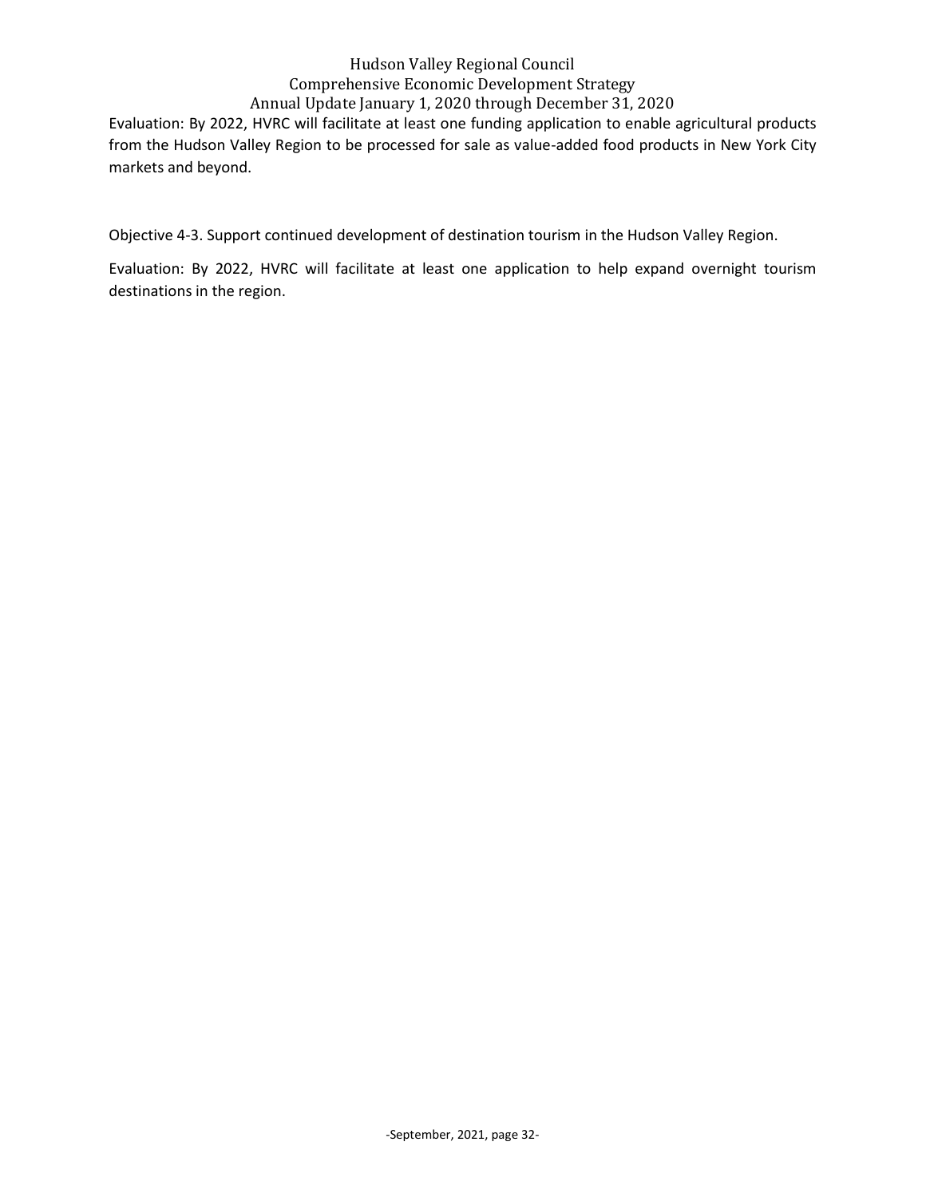Evaluation: By 2022, HVRC will facilitate at least one funding application to enable agricultural products from the Hudson Valley Region to be processed for sale as value-added food products in New York City markets and beyond.

Objective 4-3. Support continued development of destination tourism in the Hudson Valley Region.

Evaluation: By 2022, HVRC will facilitate at least one application to help expand overnight tourism destinations in the region.